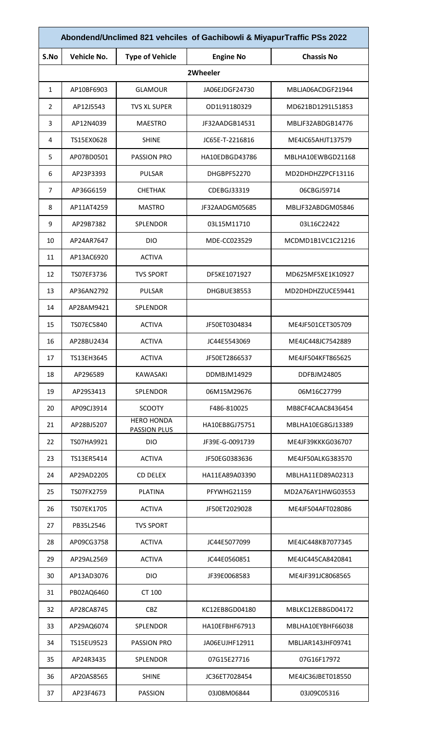| Abondend/Unclimed 821 vehciles of Gachibowli & MiyapurTraffic PSs 2022 | | | | |
|---|---|---|---|---|
| **S.No** | **Vehicle No.** | **Type of Vehicle** | **Engine No** | **Chassis No** |
| | | **2Wheeler** | | |
| 1 | AP10BF6903 | GLAMOUR | JA06EJDGF24730 | MBLJA06ACDGF21944 |
| 2 | AP12J5543 | TVS XL SUPER | OD1L91180329 | MD621BD1291L51853 |
| 3 | AP12N4039 | MAESTRO | JF32AADGB14531 | MBLJF32ABDGB14776 |
| 4 | TS15EX0628 | SHINE | JC65E-T-2216816 | ME4JC65AHJT137579 |
| 5 | AP07BD0501 | PASSION PRO | HA10EDBGD43786 | MBLHA10EWBGD21168 |
| 6 | AP23P3393 | PULSAR | DHGBPF52270 | MD2DHDHZZPCF13116 |
| 7 | AP36G6159 | CHETHAK | CDEBGJ33319 | 06CBGJ59714 |
| 8 | AP11AT4259 | MASTRO | JF32AADGM05685 | MBLJF32ABDGM05846 |
| 9 | AP29B7382 | SPLENDOR | 03L15M11710 | 03L16C22422 |
| 10 | AP24AR7647 | DIO | MDE-CC023529 | MCDMD1B1VC1C21216 |
| 11 | AP13AC6920 | ACTIVA | | |
| 12 | TS07EF3736 | TVS SPORT | DF5KE1071927 | MD625MF5XE1K10927 |
| 13 | AP36AN2792 | PULSAR | DHGBUE38553 | MD2DHDHZZUCE59441 |
| 14 | AP28AM9421 | SPLENDOR | | |
| 15 | TS07EC5840 | ACTIVA | JF50ET0304834 | ME4JF501CET305709 |
| 16 | AP28BU2434 | ACTIVA | JC44E5543069 | ME4JC448JC7542889 |
| 17 | TS13EH3645 | ACTIVA | JF50ET2866537 | ME4JF504KFT865625 |
| 18 | AP296589 | KAWASAKI | DDMBJM14929 | DDFBJM24805 |
| 19 | AP29S3413 | SPLENDOR | 06M15M29676 | 06M16C27799 |
| 20 | AP09CJ3914 | SCOOTY | F486-810025 | MB8CF4CAAC8436454 |
| 21 | AP28BJ5207 | HERO HONDA PASSION PLUS | HA10EB8GJ75751 | MBLHA10EG8GJ13389 |
| 22 | TS07HA9921 | DIO | JF39E-G-0091739 | ME4JF39KKG036707 |
| 23 | TS13ER5414 | ACTIVA | JF50EG0383636 | ME4JF50ALKG383570 |
| 24 | AP29AD2205 | CD DELEX | HA11EA89A03390 | MBLHA11ED89A02313 |
| 25 | TS07FX2759 | PLATINA | PFYWHG21159 | MD2A76AY1HWG03553 |
| 26 | TS07EK1705 | ACTIVA | JF50ET2029028 | ME4JF504AFT028086 |
| 27 | PB35L2546 | TVS SPORT | | |
| 28 | AP09CG3758 | ACTIVA | JC44E5077099 | ME4JC448KB7077345 |
| 29 | AP29AL2569 | ACTIVA | JC44E0560851 | ME4JC445CA8420841 |
| 30 | AP13AD3076 | DIO | JF39E0068583 | ME4JF391JC8068565 |
| 31 | PB02AQ6460 | CT 100 | | |
| 32 | AP28CA8745 | CBZ | KC12EB8GD04180 | MBLKC12EB8GD04172 |
| 33 | AP29AQ6074 | SPLENDOR | HA10EFBHF67913 | MBLHA10EYBHF66038 |
| 34 | TS15EU9523 | PASSION PRO | JA06EUJHF12911 | MBLJAR143JHF09741 |
| 35 | AP24R3435 | SPLENDOR | 07G15E27716 | 07G16F17972 |
| 36 | AP20AS8565 | SHINE | JC36ET7028454 | ME4JC36JBET018550 |
| 37 | AP23F4673 | PASSION | 03J08M06844 | 03J09C05316 |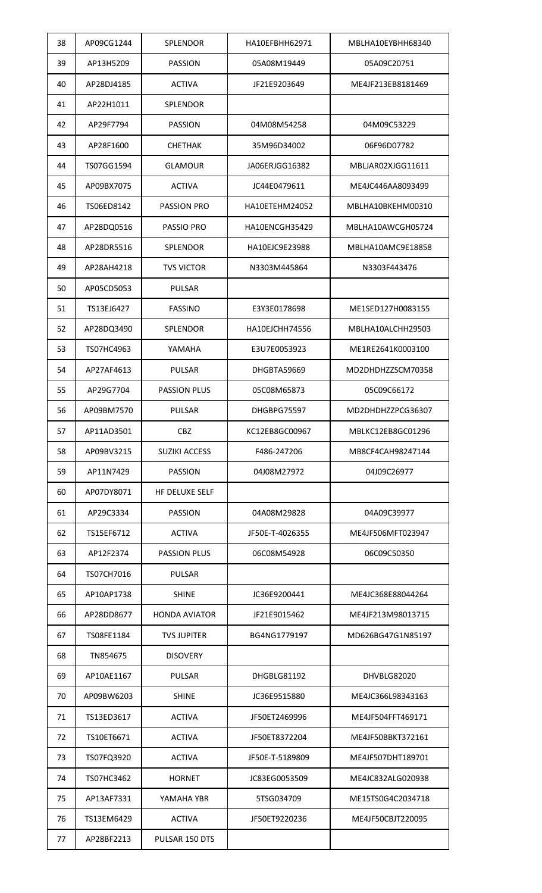| 38 | AP09CG1244 | SPLENDOR | HA10EFBHH62971 | MBLHA10EYBHH68340 |
|---|---|---|---|---|
| 39 | AP13H5209 | PASSION | 05A08M19449 | 05A09C20751 |
| 40 | AP28DJ4185 | ACTIVA | JF21E9203649 | ME4JF213EB8181469 |
| 41 | AP22H1011 | SPLENDOR | | |
| 42 | AP29F7794 | PASSION | 04M08M54258 | 04M09C53229 |
| 43 | AP28F1600 | CHETHAK | 35M96D34002 | 06F96D07782 |
| 44 | TS07GG1594 | GLAMOUR | JA06ERJGG16382 | MBLJAR02XJGG11611 |
| 45 | AP09BX7075 | ACTIVA | JC44E0479611 | ME4JC446AA8093499 |
| 46 | TS06ED8142 | PASSION PRO | HA10ETEHM24052 | MBLHA10BKEHM00310 |
| 47 | AP28DQ0516 | PASSIO PRO | HA10ENCGH35429 | MBLHA10AWCGH05724 |
| 48 | AP28DR5516 | SPLENDOR | HA10EJC9E23988 | MBLHA10AMC9E18858 |
| 49 | AP28AH4218 | TVS VICTOR | N3303M445864 | N3303F443476 |
| 50 | AP05CD5053 | PULSAR | | |
| 51 | TS13EJ6427 | FASSINO | E3Y3E0178698 | ME1SED127H0083155 |
| 52 | AP28DQ3490 | SPLENDOR | HA10EJCHH74556 | MBLHA10ALCHH29503 |
| 53 | TS07HC4963 | YAMAHA | E3U7E0053923 | ME1RE2641K0003100 |
| 54 | AP27AF4613 | PULSAR | DHGBTA59669 | MD2DHDHZZSCM70358 |
| 55 | AP29G7704 | PASSION PLUS | 05C08M65873 | 05C09C66172 |
| 56 | AP09BM7570 | PULSAR | DHGBPG75597 | MD2DHDHZZPCG36307 |
| 57 | AP11AD3501 | CBZ | KC12EB8GC00967 | MBLKC12EB8GC01296 |
| 58 | AP09BV3215 | SUZIKI ACCESS | F486-247206 | MB8CF4CAH98247144 |
| 59 | AP11N7429 | PASSION | 04J08M27972 | 04J09C26977 |
| 60 | AP07DY8071 | HF DELUXE SELF | | |
| 61 | AP29C3334 | PASSION | 04A08M29828 | 04A09C39977 |
| 62 | TS15EF6712 | ACTIVA | JF50E-T-4026355 | ME4JF506MFT023947 |
| 63 | AP12F2374 | PASSION PLUS | 06C08M54928 | 06C09C50350 |
| 64 | TS07CH7016 | PULSAR | | |
| 65 | AP10AP1738 | SHINE | JC36E9200441 | ME4JC368E88044264 |
| 66 | AP28DD8677 | HONDA AVIATOR | JF21E9015462 | ME4JF213M98013715 |
| 67 | TS08FE1184 | TVS JUPITER | BG4NG1779197 | MD626BG47G1N85197 |
| 68 | TN854675 | DISOVERY | | |
| 69 | AP10AE1167 | PULSAR | DHGBLG81192 | DHVBLG82020 |
| 70 | AP09BW6203 | SHINE | JC36E9515880 | ME4JC366L98343163 |
| 71 | TS13ED3617 | ACTIVA | JF50ET2469996 | ME4JF504FFT469171 |
| 72 | TS10ET6671 | ACTIVA | JF50ET8372204 | ME4JF50BBKT372161 |
| 73 | TS07FQ3920 | ACTIVA | JF50E-T-5189809 | ME4JF507DHT189701 |
| 74 | TS07HC3462 | HORNET | JC83EG0053509 | ME4JC832ALG020938 |
| 75 | AP13AF7331 | YAMAHA YBR | 5TSG034709 | ME15TS0G4C2034718 |
| 76 | TS13EM6429 | ACTIVA | JF50ET9220236 | ME4JF50CBJT220095 |
| 77 | AP28BF2213 | PULSAR 150 DTS | | |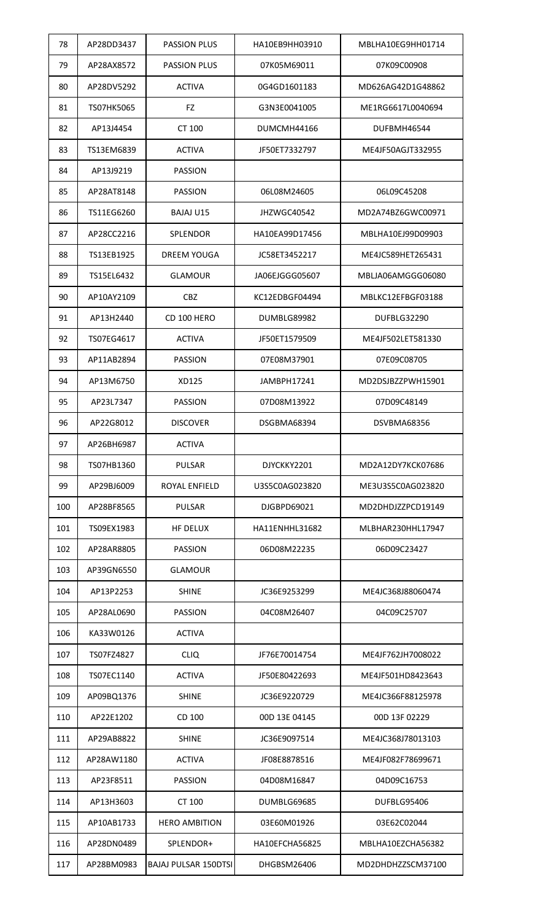| 78 | AP28DD3437 | PASSION PLUS | HA10EB9HH03910 | MBLHA10EG9HH01714 |
|---|---|---|---|---|
| 79 | AP28AX8572 | PASSION PLUS | 07K05M69011 | 07K09C00908 |
| 80 | AP28DV5292 | ACTIVA | 0G4GD1601183 | MD626AG42D1G48862 |
| 81 | TS07HK5065 | FZ | G3N3E0041005 | ME1RG6617L0040694 |
| 82 | AP13J4454 | CT 100 | DUMCMH44166 | DUFBMH46544 |
| 83 | TS13EM6839 | ACTIVA | JF50ET7332797 | ME4JF50AGJT332955 |
| 84 | AP13J9219 | PASSION | | |
| 85 | AP28AT8148 | PASSION | 06L08M24605 | 06L09C45208 |
| 86 | TS11EG6260 | BAJAJ U15 | JHZWGC40542 | MD2A74BZ6GWC00971 |
| 87 | AP28CC2216 | SPLENDOR | HA10EA99D17456 | MBLHA10EJ99D09903 |
| 88 | TS13EB1925 | DREEM YOUGA | JC58ET3452217 | ME4JC589HET265431 |
| 89 | TS15EL6432 | GLAMOUR | JA06EJGGG05607 | MBLJA06AMGGG06080 |
| 90 | AP10AY2109 | CBZ | KC12EDBGF04494 | MBLKC12EFBGF03188 |
| 91 | AP13H2440 | CD 100 HERO | DUMBLG89982 | DUFBLG32290 |
| 92 | TS07EG4617 | ACTIVA | JF50ET1579509 | ME4JF502LET581330 |
| 93 | AP11AB2894 | PASSION | 07E08M37901 | 07E09C08705 |
| 94 | AP13M6750 | XD125 | JAMBPH17241 | MD2DSJBZZPWH15901 |
| 95 | AP23L7347 | PASSION | 07D08M13922 | 07D09C48149 |
| 96 | AP22G8012 | DISCOVER | DSGBMA68394 | DSVBMA68356 |
| 97 | AP26BH6987 | ACTIVA | | |
| 98 | TS07HB1360 | PULSAR | DJYCKKY2201 | MD2A12DY7KCK07686 |
| 99 | AP29BJ6009 | ROYAL ENFIELD | U3S5C0AG023820 | ME3U3S5C0AG023820 |
| 100 | AP28BF8565 | PULSAR | DJGBPD69021 | MD2DHDJZZPCD19149 |
| 101 | TS09EX1983 | HF DELUX | HA11ENHHL31682 | MLBHAR230HHL17947 |
| 102 | AP28AR8805 | PASSION | 06D08M22235 | 06D09C23427 |
| 103 | AP39GN6550 | GLAMOUR | | |
| 104 | AP13P2253 | SHINE | JC36E9253299 | ME4JC368J88060474 |
| 105 | AP28AL0690 | PASSION | 04C08M26407 | 04C09C25707 |
| 106 | KA33W0126 | ACTIVA | | |
| 107 | TS07FZ4827 | CLIQ | JF76E70014754 | ME4JF762JH7008022 |
| 108 | TS07EC1140 | ACTIVA | JF50E80422693 | ME4JF501HD8423643 |
| 109 | AP09BQ1376 | SHINE | JC36E9220729 | ME4JC366F88125978 |
| 110 | AP22E1202 | CD 100 | 00D 13E 04145 | 00D 13F 02229 |
| 111 | AP29AB8822 | SHINE | JC36E9097514 | ME4JC368J78013103 |
| 112 | AP28AW1180 | ACTIVA | JF08E8878516 | ME4JF082F78699671 |
| 113 | AP23F8511 | PASSION | 04D08M16847 | 04D09C16753 |
| 114 | AP13H3603 | CT 100 | DUMBLG69685 | DUFBLG95406 |
| 115 | AP10AB1733 | HERO AMBITION | 03E60M01926 | 03E62C02044 |
| 116 | AP28DN0489 | SPLENDOR+ | HA10EFCHA56825 | MBLHA10EZCHA56382 |
| 117 | AP28BM0983 | BAJAJ PULSAR 150DTSI | DHGBSM26406 | MD2DHDHZZSCM37100 |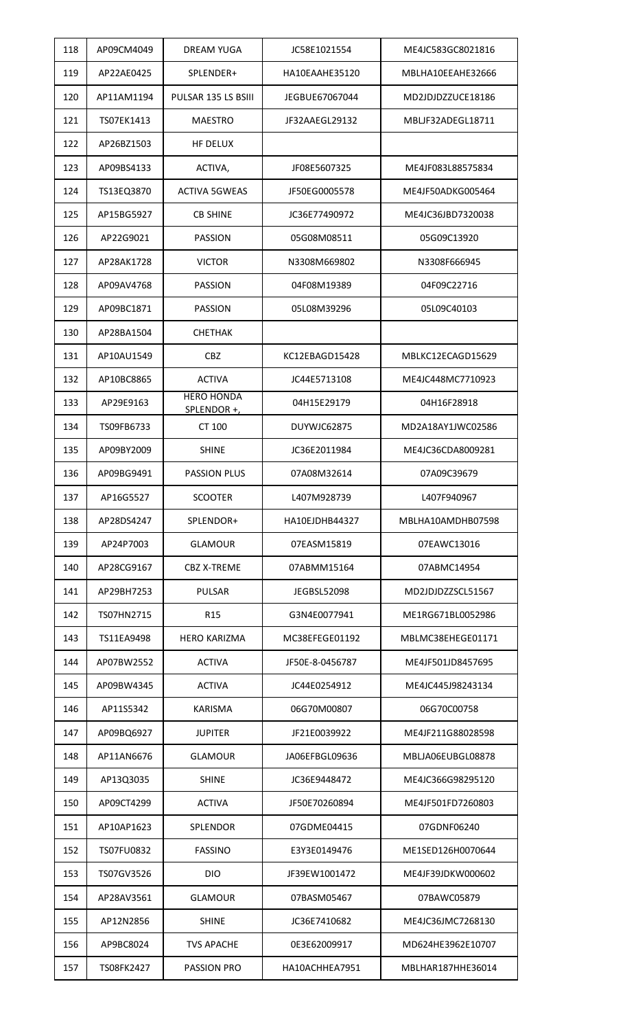| 118 | AP09CM4049 | DREAM YUGA | JC58E1021554 | ME4JC583GC8021816 |
|---|---|---|---|---|
| 119 | AP22AE0425 | SPLENDER+ | HA10EAAHE35120 | MBLHA10EEAHE32666 |
| 120 | AP11AM1194 | PULSAR 135 LS BSIII | JEGBUE67067044 | MD2JDJDZZUCE18186 |
| 121 | TS07EK1413 | MAESTRO | JF32AAEGL29132 | MBLJF32ADEGL18711 |
| 122 | AP26BZ1503 | HF DELUX | | |
| 123 | AP09BS4133 | ACTIVA, | JF08E5607325 | ME4JF083L88575834 |
| 124 | TS13EQ3870 | ACTIVA 5GWEAS | JF50EG0005578 | ME4JF50ADKG005464 |
| 125 | AP15BG5927 | CB SHINE | JC36E77490972 | ME4JC36JBD7320038 |
| 126 | AP22G9021 | PASSION | 05G08M08511 | 05G09C13920 |
| 127 | AP28AK1728 | VICTOR | N3308M669802 | N3308F666945 |
| 128 | AP09AV4768 | PASSION | 04F08M19389 | 04F09C22716 |
| 129 | AP09BC1871 | PASSION | 05L08M39296 | 05L09C40103 |
| 130 | AP28BA1504 | CHETHAK | | |
| 131 | AP10AU1549 | CBZ | KC12EBAGD15428 | MBLKC12ECAGD15629 |
| 132 | AP10BC8865 | ACTIVA | JC44E5713108 | ME4JC448MC7710923 |
| 133 | AP29E9163 | HERO HONDA SPLENDOR +, | 04H15E29179 | 04H16F28918 |
| 134 | TS09FB6733 | CT 100 | DUYWJC62875 | MD2A18AY1JWC02586 |
| 135 | AP09BY2009 | SHINE | JC36E2011984 | ME4JC36CDA8009281 |
| 136 | AP09BG9491 | PASSION PLUS | 07A08M32614 | 07A09C39679 |
| 137 | AP16G5527 | SCOOTER | L407M928739 | L407F940967 |
| 138 | AP28DS4247 | SPLENDOR+ | HA10EJDHB44327 | MBLHA10AMDHB07598 |
| 139 | AP24P7003 | GLAMOUR | 07EASM15819 | 07EAWC13016 |
| 140 | AP28CG9167 | CBZ X-TREME | 07ABMM15164 | 07ABMC14954 |
| 141 | AP29BH7253 | PULSAR | JEGBSL52098 | MD2JDJDZZSCL51567 |
| 142 | TS07HN2715 | R15 | G3N4E0077941 | ME1RG671BL0052986 |
| 143 | TS11EA9498 | HERO KARIZMA | MC38EFEGE01192 | MBLMC38EHEGE01171 |
| 144 | AP07BW2552 | ACTIVA | JF50E-8-0456787 | ME4JF501JD8457695 |
| 145 | AP09BW4345 | ACTIVA | JC44E0254912 | ME4JC445J98243134 |
| 146 | AP11S5342 | KARISMA | 06G70M00807 | 06G70C00758 |
| 147 | AP09BQ6927 | JUPITER | JF21E0039922 | ME4JF211G88028598 |
| 148 | AP11AN6676 | GLAMOUR | JA06EFBGL09636 | MBLJA06EUBGL08878 |
| 149 | AP13Q3035 | SHINE | JC36E9448472 | ME4JC366G98295120 |
| 150 | AP09CT4299 | ACTIVA | JF50E70260894 | ME4JF501FD7260803 |
| 151 | AP10AP1623 | SPLENDOR | 07GDME04415 | 07GDNF06240 |
| 152 | TS07FU0832 | FASSINO | E3Y3E0149476 | ME1SED126H0070644 |
| 153 | TS07GV3526 | DIO | JF39EW1001472 | ME4JF39JDKW000602 |
| 154 | AP28AV3561 | GLAMOUR | 07BASM05467 | 07BAWC05879 |
| 155 | AP12N2856 | SHINE | JC36E7410682 | ME4JC36JMC7268130 |
| 156 | AP9BC8024 | TVS APACHE | 0E3E62009917 | MD624HE3962E10707 |
| 157 | TS08FK2427 | PASSION PRO | HA10ACHHEA7951 | MBLHAR187HHE36014 |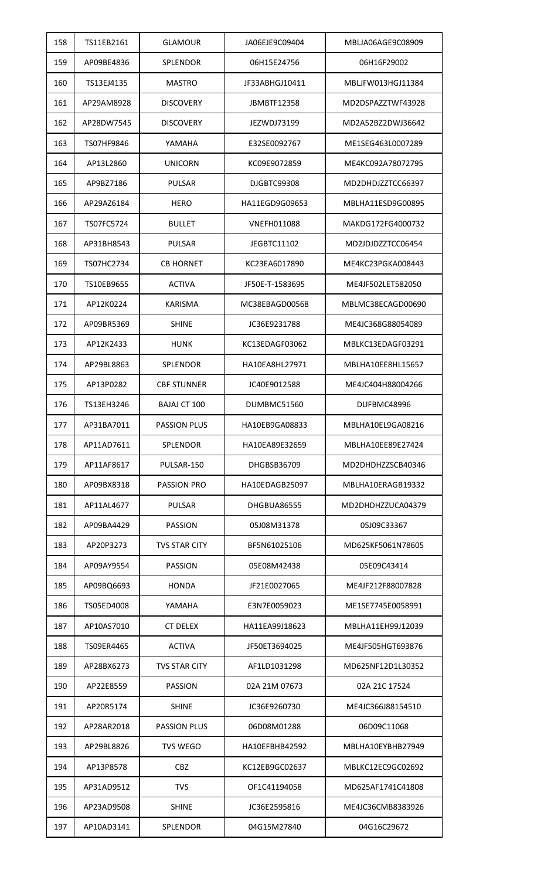| 158 | TS11EB2161 | GLAMOUR | JA06EJE9C09404 | MBLJA06AGE9C08909 |
|---|---|---|---|---|
| 159 | AP09BE4836 | SPLENDOR | 06H15E24756 | 06H16F29002 |
| 160 | TS13EJ4135 | MASTRO | JF33ABHGJ10411 | MBLJFW013HGJ11384 |
| 161 | AP29AM8928 | DISCOVERY | JBMBTF12358 | MD2DSPAZZTWF43928 |
| 162 | AP28DW7545 | DISCOVERY | JEZWDJ73199 | MD2A52BZ2DWJ36642 |
| 163 | TS07HF9846 | YAMAHA | E32SE0092767 | ME1SEG463L0007289 |
| 164 | AP13L2860 | UNICORN | KC09E9072859 | ME4KC092A78072795 |
| 165 | AP9BZ7186 | PULSAR | DJGBTC99308 | MD2DHDJZZTCC66397 |
| 166 | AP29AZ6184 | HERO | HA11EGD9G09653 | MBLHA11ESD9G00895 |
| 167 | TS07FC5724 | BULLET | VNEFH011088 | MAKDG172FG4000732 |
| 168 | AP31BH8543 | PULSAR | JEGBTC11102 | MD2JDJDZZTCC06454 |
| 169 | TS07HC2734 | CB HORNET | KC23EA6017890 | ME4KC23PGKA008443 |
| 170 | TS10EB9655 | ACTIVA | JF50E-T-1583695 | ME4JF502LET582050 |
| 171 | AP12K0224 | KARISMA | MC38EBAGD00568 | MBLMC38ECAGD00690 |
| 172 | AP09BR5369 | SHINE | JC36E9231788 | ME4JC368G88054089 |
| 173 | AP12K2433 | HUNK | KC13EDAGF03062 | MBLKC13EDAGF03291 |
| 174 | AP29BL8863 | SPLENDOR | HA10EA8HL27971 | MBLHA10EE8HL15657 |
| 175 | AP13P0282 | CBF STUNNER | JC40E9012588 | ME4JC404H88004266 |
| 176 | TS13EH3246 | BAJAJ CT 100 | DUMBMC51560 | DUFBMC48996 |
| 177 | AP31BA7011 | PASSION PLUS | HA10EB9GA08833 | MBLHA10EL9GA08216 |
| 178 | AP11AD7611 | SPLENDOR | HA10EA89E32659 | MBLHA10EE89E27424 |
| 179 | AP11AF8617 | PULSAR-150 | DHGBSB36709 | MD2DHDHZZSCB40346 |
| 180 | AP09BX8318 | PASSION PRO | HA10EDAGB25097 | MBLHA10ERAGB19332 |
| 181 | AP11AL4677 | PULSAR | DHGBUA86555 | MD2DHDHZZUCA04379 |
| 182 | AP09BA4429 | PASSION | 05J08M31378 | 05J09C33367 |
| 183 | AP20P3273 | TVS STAR CITY | BF5N61025106 | MD625KF5061N78605 |
| 184 | AP09AY9554 | PASSION | 05E08M42438 | 05E09C43414 |
| 185 | AP09BQ6693 | HONDA | JF21E0027065 | ME4JF212F88007828 |
| 186 | TS05ED4008 | YAMAHA | E3N7E0059023 | ME1SE7745E0058991 |
| 187 | AP10AS7010 | CT DELEX | HA11EA99J18623 | MBLHA11EH99J12039 |
| 188 | TS09ER4465 | ACTIVA | JF50ET3694025 | ME4JF505HGT693876 |
| 189 | AP28BX6273 | TVS STAR CITY | AF1LD1031298 | MD625NF12D1L30352 |
| 190 | AP22E8559 | PASSION | 02A 21M 07673 | 02A 21C 17524 |
| 191 | AP20R5174 | SHINE | JC36E9260730 | ME4JC366J88154510 |
| 192 | AP28AR2018 | PASSION PLUS | 06D08M01288 | 06D09C11068 |
| 193 | AP29BL8826 | TVS WEGO | HA10EFBHB42592 | MBLHA10EYBHB27949 |
| 194 | AP13P8578 | CBZ | KC12EB9GC02637 | MBLKC12EC9GC02692 |
| 195 | AP31AD9512 | TVS | OF1C41194058 | MD625AF1741C41808 |
| 196 | AP23AD9508 | SHINE | JC36E2595816 | ME4JC36CMB8383926 |
| 197 | AP10AD3141 | SPLENDOR | 04G15M27840 | 04G16C29672 |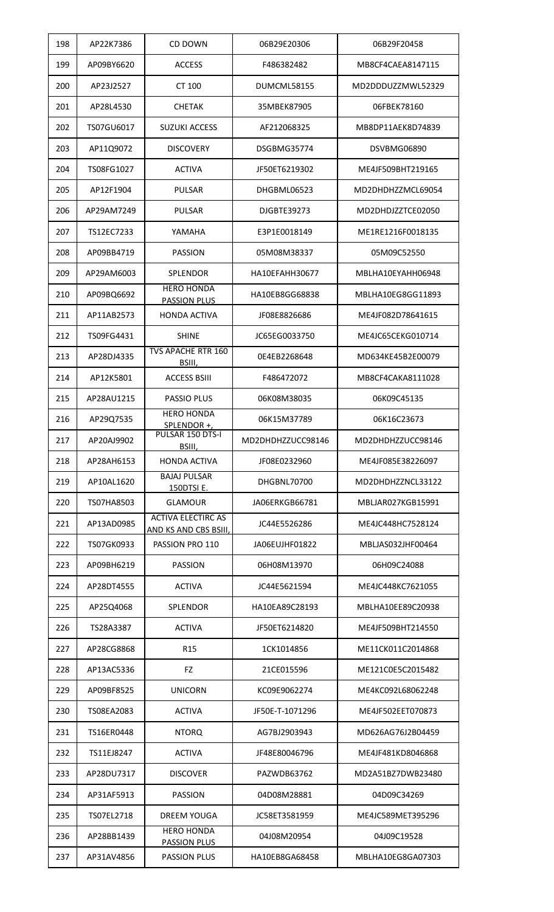| 198 | AP22K7386 | CD DOWN | 06B29E20306 | 06B29F20458 |
|---|---|---|---|---|
| 199 | AP09BY6620 | ACCESS | F486382482 | MB8CF4CAEA8147115 |
| 200 | AP23J2527 | CT 100 | DUMCML58155 | MD2DDDUZZMWL52329 |
| 201 | AP28L4530 | CHETAK | 35MBEK87905 | 06FBEK78160 |
| 202 | TS07GU6017 | SUZUKI ACCESS | AF212068325 | MB8DP11AEK8D74839 |
| 203 | AP11Q9072 | DISCOVERY | DSGBMG35774 | DSVBMG06890 |
| 204 | TS08FG1027 | ACTIVA | JF50ET6219302 | ME4JF509BHT219165 |
| 205 | AP12F1904 | PULSAR | DHGBML06523 | MD2DHDHZZMCL69054 |
| 206 | AP29AM7249 | PULSAR | DJGBTE39273 | MD2DHDJZZTCE02050 |
| 207 | TS12EC7233 | YAMAHA | E3P1E0018149 | ME1RE1216F0018135 |
| 208 | AP09BB4719 | PASSION | 05M08M38337 | 05M09C52550 |
| 209 | AP29AM6003 | SPLENDOR | HA10EFAHH30677 | MBLHA10EYAHH06948 |
| 210 | AP09BQ6692 | HERO HONDA PASSION PLUS | HA10EB8GG68838 | MBLHA10EG8GG11893 |
| 211 | AP11AB2573 | HONDA ACTIVA | JF08E8826686 | ME4JF082D78641615 |
| 212 | TS09FG4431 | SHINE | JC65EG0033750 | ME4JC65CEKG010714 |
| 213 | AP28DJ4335 | TVS APACHE RTR 160 BSIII, | 0E4EB2268648 | MD634KE45B2E00079 |
| 214 | AP12K5801 | ACCESS BSIII | F486472072 | MB8CF4CAKA8111028 |
| 215 | AP28AU1215 | PASSIO PLUS | 06K08M38035 | 06K09C45135 |
| 216 | AP29Q7535 | HERO HONDA SPLENDOR +, | 06K15M37789 | 06K16C23673 |
| 217 | AP20AJ9902 | PULSAR 150 DTS-I BSIII, | MD2DHDHZZUCC98146 | MD2DHDHZZUCC98146 |
| 218 | AP28AH6153 | HONDA ACTIVA | JF08E0232960 | ME4JF085E38226097 |
| 219 | AP10AL1620 | BAJAJ PULSAR 150DTSI E. | DHGBNL70700 | MD2DHDHZZNCL33122 |
| 220 | TS07HA8503 | GLAMOUR | JA06ERKGB66781 | MBLJAR027KGB15991 |
| 221 | AP13AD0985 | ACTIVA ELECTIRC AS AND KS AND CBS BSIII, | JC44E5526286 | ME4JC448HC7528124 |
| 222 | TS07GK0933 | PASSION PRO 110 | JA06EUJHF01822 | MBLJAS032JHF00464 |
| 223 | AP09BH6219 | PASSION | 06H08M13970 | 06H09C24088 |
| 224 | AP28DT4555 | ACTIVA | JC44E5621594 | ME4JC448KC7621055 |
| 225 | AP25Q4068 | SPLENDOR | HA10EA89C28193 | MBLHA10EE89C20938 |
| 226 | TS28A3387 | ACTIVA | JF50ET6214820 | ME4JF509BHT214550 |
| 227 | AP28CG8868 | R15 | 1CK1014856 | ME11CK011C2014868 |
| 228 | AP13AC5336 | FZ | 21CE015596 | ME121C0E5C2015482 |
| 229 | AP09BF8525 | UNICORN | KC09E9062274 | ME4KC092L68062248 |
| 230 | TS08EA2083 | ACTIVA | JF50E-T-1071296 | ME4JF502EET070873 |
| 231 | TS16ER0448 | NTORQ | AG7BJ2903943 | MD626AG76J2B04459 |
| 232 | TS11EJ8247 | ACTIVA | JF48E80046796 | ME4JF481KD8046868 |
| 233 | AP28DU7317 | DISCOVER | PAZWDB63762 | MD2A51BZ7DWB23480 |
| 234 | AP31AF5913 | PASSION | 04D08M28881 | 04D09C34269 |
| 235 | TS07EL2718 | DREEM YOUGA | JC58ET3581959 | ME4JC589MET395296 |
| 236 | AP28BB1439 | HERO HONDA PASSION PLUS | 04J08M20954 | 04J09C19528 |
| 237 | AP31AV4856 | PASSION PLUS | HA10EB8GA68458 | MBLHA10EG8GA07303 |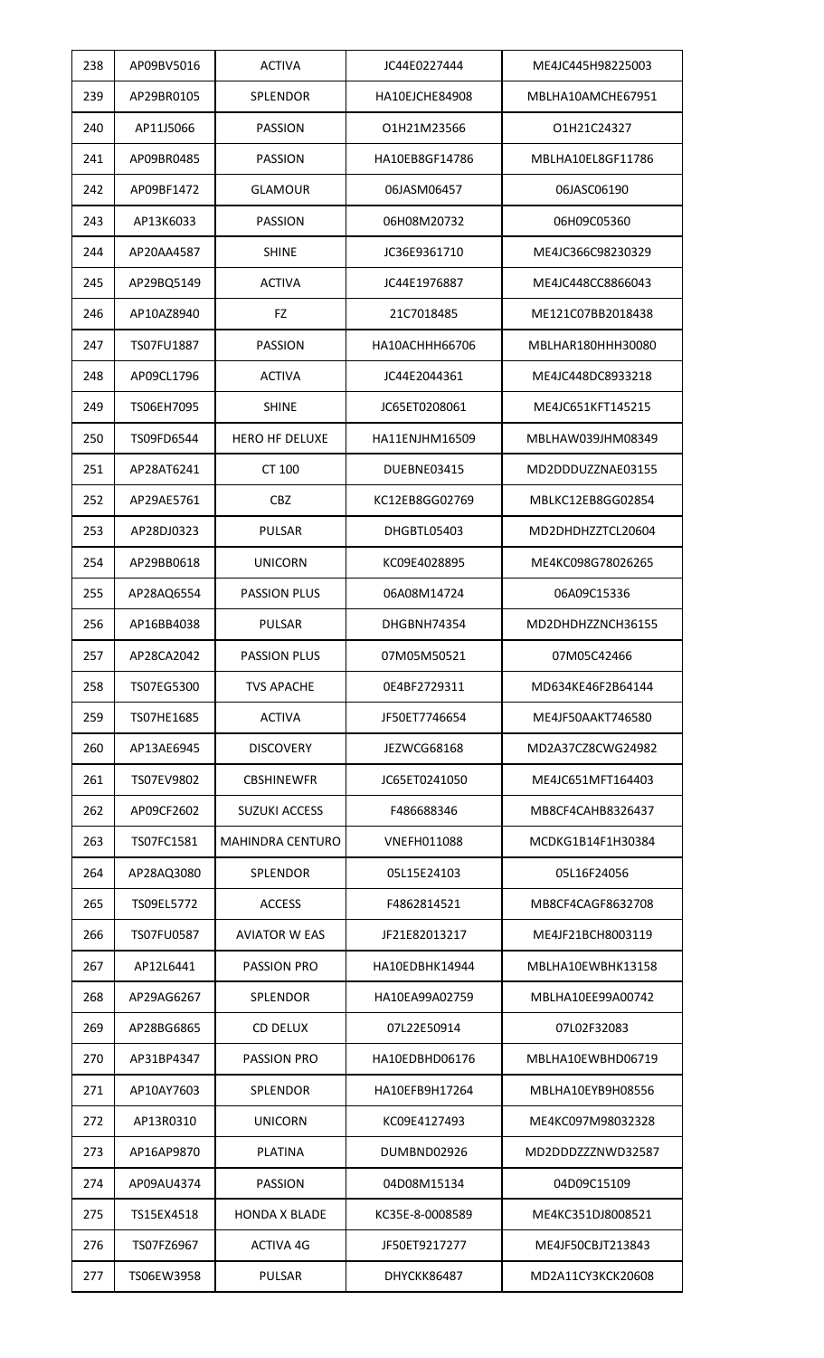| 238 | AP09BV5016 | ACTIVA | JC44E0227444 | ME4JC445H98225003 |
|---|---|---|---|---|
| 239 | AP29BR0105 | SPLENDOR | HA10EJCHE84908 | MBLHA10AMCHE67951 |
| 240 | AP11J5066 | PASSION | O1H21M23566 | O1H21C24327 |
| 241 | AP09BR0485 | PASSION | HA10EB8GF14786 | MBLHA10EL8GF11786 |
| 242 | AP09BF1472 | GLAMOUR | 06JASM06457 | 06JASC06190 |
| 243 | AP13K6033 | PASSION | 06H08M20732 | 06H09C05360 |
| 244 | AP20AA4587 | SHINE | JC36E9361710 | ME4JC366C98230329 |
| 245 | AP29BQ5149 | ACTIVA | JC44E1976887 | ME4JC448CC8866043 |
| 246 | AP10AZ8940 | FZ | 21C7018485 | ME121C07BB2018438 |
| 247 | TS07FU1887 | PASSION | HA10ACHHH66706 | MBLHAR180HHH30080 |
| 248 | AP09CL1796 | ACTIVA | JC44E2044361 | ME4JC448DC8933218 |
| 249 | TS06EH7095 | SHINE | JC65ET0208061 | ME4JC651KFT145215 |
| 250 | TS09FD6544 | HERO HF DELUXE | HA11ENJHM16509 | MBLHAW039JHM08349 |
| 251 | AP28AT6241 | CT 100 | DUEBNE03415 | MD2DDDUZZNAE03155 |
| 252 | AP29AE5761 | CBZ | KC12EB8GG02769 | MBLKC12EB8GG02854 |
| 253 | AP28DJ0323 | PULSAR | DHGBTL05403 | MD2DHDHZZTCL20604 |
| 254 | AP29BB0618 | UNICORN | KC09E4028895 | ME4KC098G78026265 |
| 255 | AP28AQ6554 | PASSION PLUS | 06A08M14724 | 06A09C15336 |
| 256 | AP16BB4038 | PULSAR | DHGBNH74354 | MD2DHDHZZNCH36155 |
| 257 | AP28CA2042 | PASSION PLUS | 07M05M50521 | 07M05C42466 |
| 258 | TS07EG5300 | TVS APACHE | 0E4BF2729311 | MD634KE46F2B64144 |
| 259 | TS07HE1685 | ACTIVA | JF50ET7746654 | ME4JF50AAKT746580 |
| 260 | AP13AE6945 | DISCOVERY | JEZWCG68168 | MD2A37CZ8CWG24982 |
| 261 | TS07EV9802 | CBSHINEWFR | JC65ET0241050 | ME4JC651MFT164403 |
| 262 | AP09CF2602 | SUZUKI ACCESS | F486688346 | MB8CF4CAHB8326437 |
| 263 | TS07FC1581 | MAHINDRA CENTURO | VNEFH011088 | MCDKG1B14F1H30384 |
| 264 | AP28AQ3080 | SPLENDOR | 05L15E24103 | 05L16F24056 |
| 265 | TS09EL5772 | ACCESS | F4862814521 | MB8CF4CAGF8632708 |
| 266 | TS07FU0587 | AVIATOR W EAS | JF21E82013217 | ME4JF21BCH8003119 |
| 267 | AP12L6441 | PASSION PRO | HA10EDBHK14944 | MBLHA10EWBHK13158 |
| 268 | AP29AG6267 | SPLENDOR | HA10EA99A02759 | MBLHA10EE99A00742 |
| 269 | AP28BG6865 | CD DELUX | 07L22E50914 | 07L02F32083 |
| 270 | AP31BP4347 | PASSION PRO | HA10EDBHD06176 | MBLHA10EWBHD06719 |
| 271 | AP10AY7603 | SPLENDOR | HA10EFB9H17264 | MBLHA10EYB9H08556 |
| 272 | AP13R0310 | UNICORN | KC09E4127493 | ME4KC097M98032328 |
| 273 | AP16AP9870 | PLATINA | DUMBND02926 | MD2DDDZZZNWD32587 |
| 274 | AP09AU4374 | PASSION | 04D08M15134 | 04D09C15109 |
| 275 | TS15EX4518 | HONDA X BLADE | KC35E-8-0008589 | ME4KC351DJ8008521 |
| 276 | TS07FZ6967 | ACTIVA 4G | JF50ET9217277 | ME4JF50CBJT213843 |
| 277 | TS06EW3958 | PULSAR | DHYCKK86487 | MD2A11CY3KCK20608 |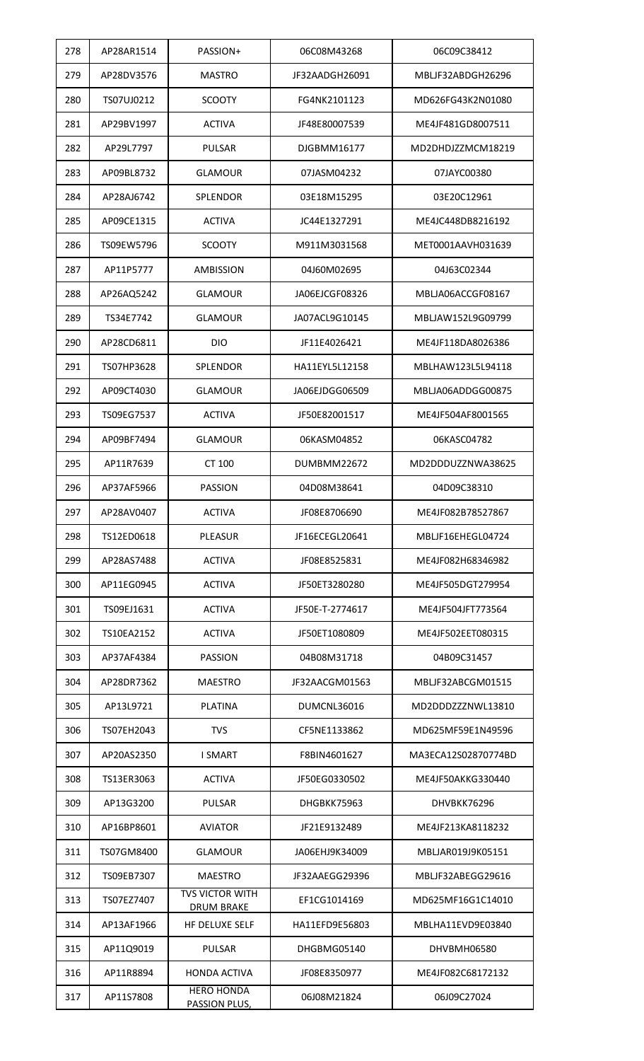| 278 | AP28AR1514 | PASSION+ | 06C08M43268 | 06C09C38412 |
|---|---|---|---|---|
| 279 | AP28DV3576 | MASTRO | JF32AADGH26091 | MBLJF32ABDGH26296 |
| 280 | TS07UJ0212 | SCOOTY | FG4NK2101123 | MD626FG43K2N01080 |
| 281 | AP29BV1997 | ACTIVA | JF48E80007539 | ME4JF481GD8007511 |
| 282 | AP29L7797 | PULSAR | DJGBMM16177 | MD2DHDJZZMCM18219 |
| 283 | AP09BL8732 | GLAMOUR | 07JASM04232 | 07JAYC00380 |
| 284 | AP28AJ6742 | SPLENDOR | 03E18M15295 | 03E20C12961 |
| 285 | AP09CE1315 | ACTIVA | JC44E1327291 | ME4JC448DB8216192 |
| 286 | TS09EW5796 | SCOOTY | M911M3031568 | MET0001AAVH031639 |
| 287 | AP11P5777 | AMBISSION | 04J60M02695 | 04J63C02344 |
| 288 | AP26AQ5242 | GLAMOUR | JA06EJCGF08326 | MBLJA06ACCGF08167 |
| 289 | TS34E7742 | GLAMOUR | JA07ACL9G10145 | MBLJAW152L9G09799 |
| 290 | AP28CD6811 | DIO | JF11E4026421 | ME4JF118DA8026386 |
| 291 | TS07HP3628 | SPLENDOR | HA11EYL5L12158 | MBLHAW123L5L94118 |
| 292 | AP09CT4030 | GLAMOUR | JA06EJDGG06509 | MBLJA06ADDGG00875 |
| 293 | TS09EG7537 | ACTIVA | JF50E82001517 | ME4JF504AF8001565 |
| 294 | AP09BF7494 | GLAMOUR | 06KASM04852 | 06KASC04782 |
| 295 | AP11R7639 | CT 100 | DUMBMM22672 | MD2DDDUZZNWA38625 |
| 296 | AP37AF5966 | PASSION | 04D08M38641 | 04D09C38310 |
| 297 | AP28AV0407 | ACTIVA | JF08E8706690 | ME4JF082B78527867 |
| 298 | TS12ED0618 | PLEASUR | JF16ECEGL20641 | MBLJF16EHEGL04724 |
| 299 | AP28AS7488 | ACTIVA | JF08E8525831 | ME4JF082H68346982 |
| 300 | AP11EG0945 | ACTIVA | JF50ET3280280 | ME4JF505DGT279954 |
| 301 | TS09EJ1631 | ACTIVA | JF50E-T-2774617 | ME4JF504JFT773564 |
| 302 | TS10EA2152 | ACTIVA | JF50ET1080809 | ME4JF502EET080315 |
| 303 | AP37AF4384 | PASSION | 04B08M31718 | 04B09C31457 |
| 304 | AP28DR7362 | MAESTRO | JF32AACGM01563 | MBLJF32ABCGM01515 |
| 305 | AP13L9721 | PLATINA | DUMCNL36016 | MD2DDDZZZNWL13810 |
| 306 | TS07EH2043 | TVS | CF5NE1133862 | MD625MF59E1N49596 |
| 307 | AP20AS2350 | I SMART | F8BIN4601627 | MA3ECA12S02870774BD |
| 308 | TS13ER3063 | ACTIVA | JF50EG0330502 | ME4JF50AKKG330440 |
| 309 | AP13G3200 | PULSAR | DHGBKK75963 | DHVBKK76296 |
| 310 | AP16BP8601 | AVIATOR | JF21E9132489 | ME4JF213KA8118232 |
| 311 | TS07GM8400 | GLAMOUR | JA06EHJ9K34009 | MBLJAR019J9K05151 |
| 312 | TS09EB7307 | MAESTRO | JF32AAEGG29396 | MBLJF32ABEGG29616 |
| 313 | TS07EZ7407 | TVS VICTOR WITH DRUM BRAKE | EF1CG1014169 | MD625MF16G1C14010 |
| 314 | AP13AF1966 | HF DELUXE SELF | HA11EFD9E56803 | MBLHA11EVD9E03840 |
| 315 | AP11Q9019 | PULSAR | DHGBMG05140 | DHVBMH06580 |
| 316 | AP11R8894 | HONDA ACTIVA | JF08E8350977 | ME4JF082C68172132 |
| 317 | AP11S7808 | HERO HONDA PASSION PLUS, | 06J08M21824 | 06J09C27024 |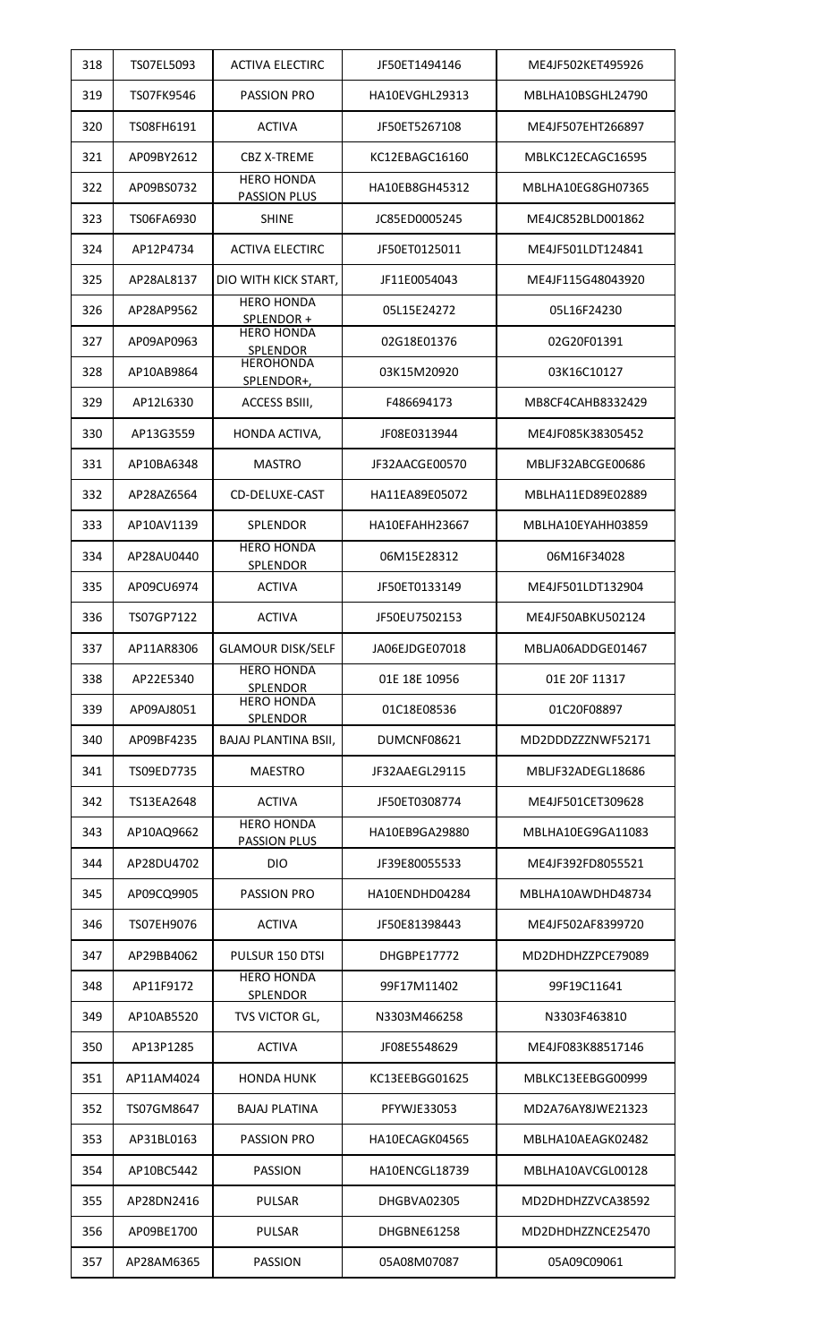| 318 | TS07EL5093 | ACTIVA ELECTIRC | JF50ET1494146 | ME4JF502KET495926 |
|---|---|---|---|---|
| 319 | TS07FK9546 | PASSION PRO | HA10EVGHL29313 | MBLHA10BSGHL24790 |
| 320 | TS08FH6191 | ACTIVA | JF50ET5267108 | ME4JF507EHT266897 |
| 321 | AP09BY2612 | CBZ X-TREME | KC12EBAGC16160 | MBLKC12ECAGC16595 |
| 322 | AP09BS0732 | HERO HONDA PASSION PLUS | HA10EB8GH45312 | MBLHA10EG8GH07365 |
| 323 | TS06FA6930 | SHINE | JC85ED0005245 | ME4JC852BLD001862 |
| 324 | AP12P4734 | ACTIVA ELECTIRC | JF50ET0125011 | ME4JF501LDT124841 |
| 325 | AP28AL8137 | DIO WITH KICK START, | JF11E0054043 | ME4JF115G48043920 |
| 326 | AP28AP9562 | HERO HONDA SPLENDOR + | 05L15E24272 | 05L16F24230 |
| 327 | AP09AP0963 | HERO HONDA SPLENDOR | 02G18E01376 | 02G20F01391 |
| 328 | AP10AB9864 | HEROHONDA SPLENDOR+, | 03K15M20920 | 03K16C10127 |
| 329 | AP12L6330 | ACCESS BSIII, | F486694173 | MB8CF4CAHB8332429 |
| 330 | AP13G3559 | HONDA ACTIVA, | JF08E0313944 | ME4JF085K38305452 |
| 331 | AP10BA6348 | MASTRO | JF32AACGE00570 | MBLJF32ABCGE00686 |
| 332 | AP28AZ6564 | CD-DELUXE-CAST | HA11EA89E05072 | MBLHA11ED89E02889 |
| 333 | AP10AV1139 | SPLENDOR | HA10EFAHH23667 | MBLHA10EYAHH03859 |
| 334 | AP28AU0440 | HERO HONDA SPLENDOR | 06M15E28312 | 06M16F34028 |
| 335 | AP09CU6974 | ACTIVA | JF50ET0133149 | ME4JF501LDT132904 |
| 336 | TS07GP7122 | ACTIVA | JF50EU7502153 | ME4JF50ABKU502124 |
| 337 | AP11AR8306 | GLAMOUR DISK/SELF | JA06EJDGE07018 | MBLJA06ADDGE01467 |
| 338 | AP22E5340 | HERO HONDA SPLENDOR | 01E 18E 10956 | 01E 20F 11317 |
| 339 | AP09AJ8051 | HERO HONDA SPLENDOR | 01C18E08536 | 01C20F08897 |
| 340 | AP09BF4235 | BAJAJ PLANTINA BSII, | DUMCNF08621 | MD2DDDZZZNWF52171 |
| 341 | TS09ED7735 | MAESTRO | JF32AAEGL29115 | MBLJF32ADEGL18686 |
| 342 | TS13EA2648 | ACTIVA | JF50ET0308774 | ME4JF501CET309628 |
| 343 | AP10AQ9662 | HERO HONDA PASSION PLUS | HA10EB9GA29880 | MBLHA10EG9GA11083 |
| 344 | AP28DU4702 | DIO | JF39E80055533 | ME4JF392FD8055521 |
| 345 | AP09CQ9905 | PASSION PRO | HA10ENDHD04284 | MBLHA10AWDHD48734 |
| 346 | TS07EH9076 | ACTIVA | JF50E81398443 | ME4JF502AF8399720 |
| 347 | AP29BB4062 | PULSUR 150 DTSI | DHGBPE17772 | MD2DHDHZZPCE79089 |
| 348 | AP11F9172 | HERO HONDA SPLENDOR | 99F17M11402 | 99F19C11641 |
| 349 | AP10AB5520 | TVS VICTOR GL, | N3303M466258 | N3303F463810 |
| 350 | AP13P1285 | ACTIVA | JF08E5548629 | ME4JF083K88517146 |
| 351 | AP11AM4024 | HONDA HUNK | KC13EEBGG01625 | MBLKC13EEBGG00999 |
| 352 | TS07GM8647 | BAJAJ PLATINA | PFYWJE33053 | MD2A76AY8JWE21323 |
| 353 | AP31BL0163 | PASSION PRO | HA10ECAGK04565 | MBLHA10AEAGK02482 |
| 354 | AP10BC5442 | PASSION | HA10ENCGL18739 | MBLHA10AVCGL00128 |
| 355 | AP28DN2416 | PULSAR | DHGBVA02305 | MD2DHDHZZVCA38592 |
| 356 | AP09BE1700 | PULSAR | DHGBNE61258 | MD2DHDHZZNCE25470 |
| 357 | AP28AM6365 | PASSION | 05A08M07087 | 05A09C09061 |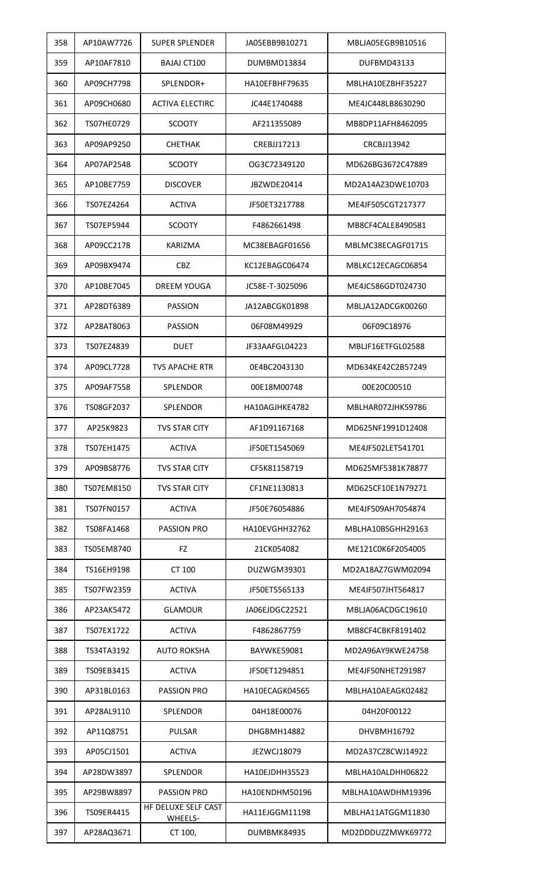| 358 | AP10AW7726 | SUPER SPLENDER | JA05EBB9B10271 | MBLJA05EGB9B10516 |
|---|---|---|---|---|
| 359 | AP10AF7810 | BAJAJ CT100 | DUMBMD13834 | DUFBMD43133 |
| 360 | AP09CH7798 | SPLENDOR+ | HA10EFBHF79635 | MBLHA10EZBHF35227 |
| 361 | AP09CH0680 | ACTIVA ELECTIRC | JC44E1740488 | ME4JC448LB8630290 |
| 362 | TS07HE0729 | SCOOTY | AF211355089 | MB8DP11AFH8462095 |
| 363 | AP09AP9250 | CHETHAK | CREBJJ17213 | CRCBJJ13942 |
| 364 | AP07AP2548 | SCOOTY | OG3C72349120 | MD626BG3672C47889 |
| 365 | AP10BE7759 | DISCOVER | JBZWDE20414 | MD2A14AZ3DWE10703 |
| 366 | TS07EZ4264 | ACTIVA | JF50ET3217788 | ME4JF505CGT217377 |
| 367 | TS07EP5944 | SCOOTY | F4862661498 | MB8CF4CALE8490581 |
| 368 | AP09CC2178 | KARIZMA | MC38EBAGF01656 | MBLMC38ECAGF01715 |
| 369 | AP09BX9474 | CBZ | KC12EBAGC06474 | MBLKC12ECAGC06854 |
| 370 | AP10BE7045 | DREEM YOUGA | JC58E-T-3025096 | ME4JC586GDT024730 |
| 371 | AP28DT6389 | PASSION | JA12ABCGK01898 | MBLJA12ADCGK00260 |
| 372 | AP28AT8063 | PASSION | 06F08M49929 | 06F09C18976 |
| 373 | TS07EZ4839 | DUET | JF33AAFGL04223 | MBLJF16ETFGL02588 |
| 374 | AP09CL7728 | TVS APACHE RTR | 0E4BC2043130 | MD634KE42C2B57249 |
| 375 | AP09AF7558 | SPLENDOR | 00E18M00748 | 00E20C00510 |
| 376 | TS08GF2037 | SPLENDOR | HA10AGJHKE4782 | MBLHAR072JHK59786 |
| 377 | AP25K9823 | TVS STAR CITY | AF1D91167168 | MD625NF1991D12408 |
| 378 | TS07EH1475 | ACTIVA | JF50ET1545069 | ME4JF502LET541701 |
| 379 | AP09BS8776 | TVS STAR CITY | CF5K81158719 | MD625MF5381K78877 |
| 380 | TS07EM8150 | TVS STAR CITY | CF1NE1130813 | MD625CF10E1N79271 |
| 381 | TS07FN0157 | ACTIVA | JF50E76054886 | ME4JF509AH7054874 |
| 382 | TS08FA1468 | PASSION PRO | HA10EVGHH32762 | MBLHA10BSGHH29163 |
| 383 | TS05EM8740 | FZ | 21CK054082 | ME121C0K6F2054005 |
| 384 | TS16EH9198 | CT 100 | DUZWGM39301 | MD2A18AZ7GWM02094 |
| 385 | TS07FW2359 | ACTIVA | JF50ET5565133 | ME4JF507JHT564817 |
| 386 | AP23AK5472 | GLAMOUR | JA06EJDGC22521 | MBLJA06ACDGC19610 |
| 387 | TS07EX1722 | ACTIVA | F4862867759 | MB8CF4CBKF8191402 |
| 388 | TS34TA3192 | AUTO ROKSHA | BAYWKE59081 | MD2A96AY9KWE24758 |
| 389 | TS09EB3415 | ACTIVA | JF50ET1294851 | ME4JF50NHET291987 |
| 390 | AP31BL0163 | PASSION PRO | HA10ECAGK04565 | MBLHA10AEAGK02482 |
| 391 | AP28AL9110 | SPLENDOR | 04H18E00076 | 04H20F00122 |
| 392 | AP11Q8751 | PULSAR | DHGBMH14882 | DHVBMH16792 |
| 393 | AP05CJ1501 | ACTIVA | JEZWCJ18079 | MD2A37CZ8CWJ14922 |
| 394 | AP28DW3897 | SPLENDOR | HA10EJDHH35523 | MBLHA10ALDHH06822 |
| 395 | AP29BW8897 | PASSION PRO | HA10ENDHM50196 | MBLHA10AWDHM19396 |
| 396 | TS09ER4415 | HF DELUXE SELF CAST WHEELS- | HA11EJGGM11198 | MBLHA11ATGGM11830 |
| 397 | AP28AQ3671 | CT 100, | DUMBMK84935 | MD2DDDUZZMWK69772 |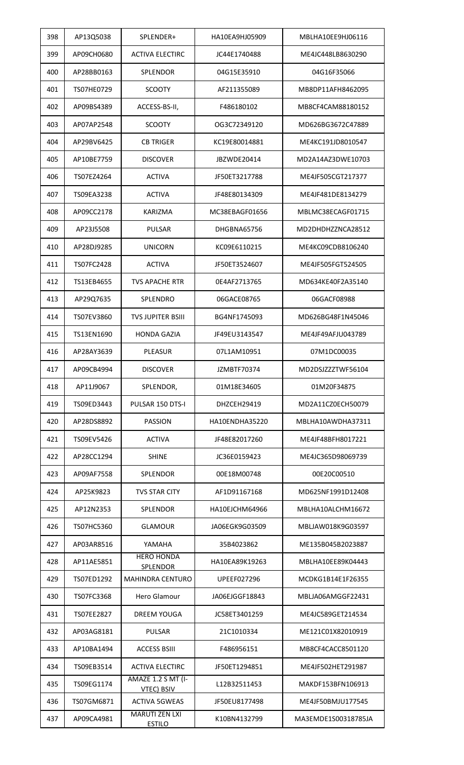| 398 | AP13Q5038 | SPLENDER+ | HA10EA9HJ05909 | MBLHA10EE9HJ06116 |
|---|---|---|---|---|
| 399 | AP09CH0680 | ACTIVA ELECTIRC | JC44E1740488 | ME4JC448LB8630290 |
| 400 | AP28BB0163 | SPLENDOR | 04G15E35910 | 04G16F35066 |
| 401 | TS07HE0729 | SCOOTY | AF211355089 | MB8DP11AFH8462095 |
| 402 | AP09BS4389 | ACCESS-BS-II, | F486180102 | MB8CF4CAM88180152 |
| 403 | AP07AP2548 | SCOOTY | OG3C72349120 | MD626BG3672C47889 |
| 404 | AP29BV6425 | CB TRIGER | KC19E80014881 | ME4KC191JD8010547 |
| 405 | AP10BE7759 | DISCOVER | JBZWDE20414 | MD2A14AZ3DWE10703 |
| 406 | TS07EZ4264 | ACTIVA | JF50ET3217788 | ME4JF505CGT217377 |
| 407 | TS09EA3238 | ACTIVA | JF48E80134309 | ME4JF481DE8134279 |
| 408 | AP09CC2178 | KARIZMA | MC38EBAGF01656 | MBLMC38ECAGF01715 |
| 409 | AP23J5508 | PULSAR | DHGBNA65756 | MD2DHDHZZNCA28512 |
| 410 | AP28DJ9285 | UNICORN | KC09E6110215 | ME4KC09CDB8106240 |
| 411 | TS07FC2428 | ACTIVA | JF50ET3524607 | ME4JF505FGT524505 |
| 412 | TS13EB4655 | TVS APACHE RTR | 0E4AF2713765 | MD634KE40F2A35140 |
| 413 | AP29Q7635 | SPLENDRO | 06GACE08765 | 06GACF08988 |
| 414 | TS07EV3860 | TVS JUPITER BSIII | BG4NF1745093 | MD626BG48F1N45046 |
| 415 | TS13EN1690 | HONDA GAZIA | JF49EU3143547 | ME4JF49AFJU043789 |
| 416 | AP28AY3639 | PLEASUR | 07L1AM10951 | 07M1DC00035 |
| 417 | AP09CB4994 | DISCOVER | JZMBTF70374 | MD2DSJZZZTWF56104 |
| 418 | AP11J9067 | SPLENDOR, | 01M18E34605 | 01M20F34875 |
| 419 | TS09ED3443 | PULSAR 150 DTS-I | DHZCEH29419 | MD2A11CZ0ECH50079 |
| 420 | AP28DS8892 | PASSION | HA10ENDHA35220 | MBLHA10AWDHA37311 |
| 421 | TS09EV5426 | ACTIVA | JF48E82017260 | ME4JF48BFH8017221 |
| 422 | AP28CC1294 | SHINE | JC36E0159423 | ME4JC365D98069739 |
| 423 | AP09AF7558 | SPLENDOR | 00E18M00748 | 00E20C00510 |
| 424 | AP25K9823 | TVS STAR CITY | AF1D91167168 | MD625NF1991D12408 |
| 425 | AP12N2353 | SPLENDOR | HA10EJCHM64966 | MBLHA10ALCHM16672 |
| 426 | TS07HC5360 | GLAMOUR | JA06EGK9G03509 | MBLJAW018K9G03597 |
| 427 | AP03AR8516 | YAMAHA | 35B4023862 | ME135B045B2023887 |
| 428 | AP11AE5851 | HERO HONDA SPLENDOR | HA10EA89K19263 | MBLHA10EE89K04443 |
| 429 | TS07ED1292 | MAHINDRA CENTURO | UPEEF027296 | MCDKG1B14E1F26355 |
| 430 | TS07FC3368 | Hero Glamour | JA06EJGGF18843 | MBLJA06AMGGF22431 |
| 431 | TS07EE2827 | DREEM YOUGA | JC58ET3401259 | ME4JC589GET214534 |
| 432 | AP03AG8181 | PULSAR | 21C1010334 | ME121C01X82010919 |
| 433 | AP10BA1494 | ACCESS BSIII | F486956151 | MB8CF4CACC8501120 |
| 434 | TS09EB3514 | ACTIVA ELECTIRC | JF50ET1294851 | ME4JF502HET291987 |
| 435 | TS09EG1174 | AMAZE 1.2 S MT (I-VTEC) BSIV | L12B32511453 | MAKDF153BFN106913 |
| 436 | TS07GM6871 | ACTIVA 5GWEAS | JF50EU8177498 | ME4JF50BMJU177545 |
| 437 | AP09CA4981 | MARUTI ZEN LXI ESTILO | K10BN4132799 | MA3EMDE1S00318785JA |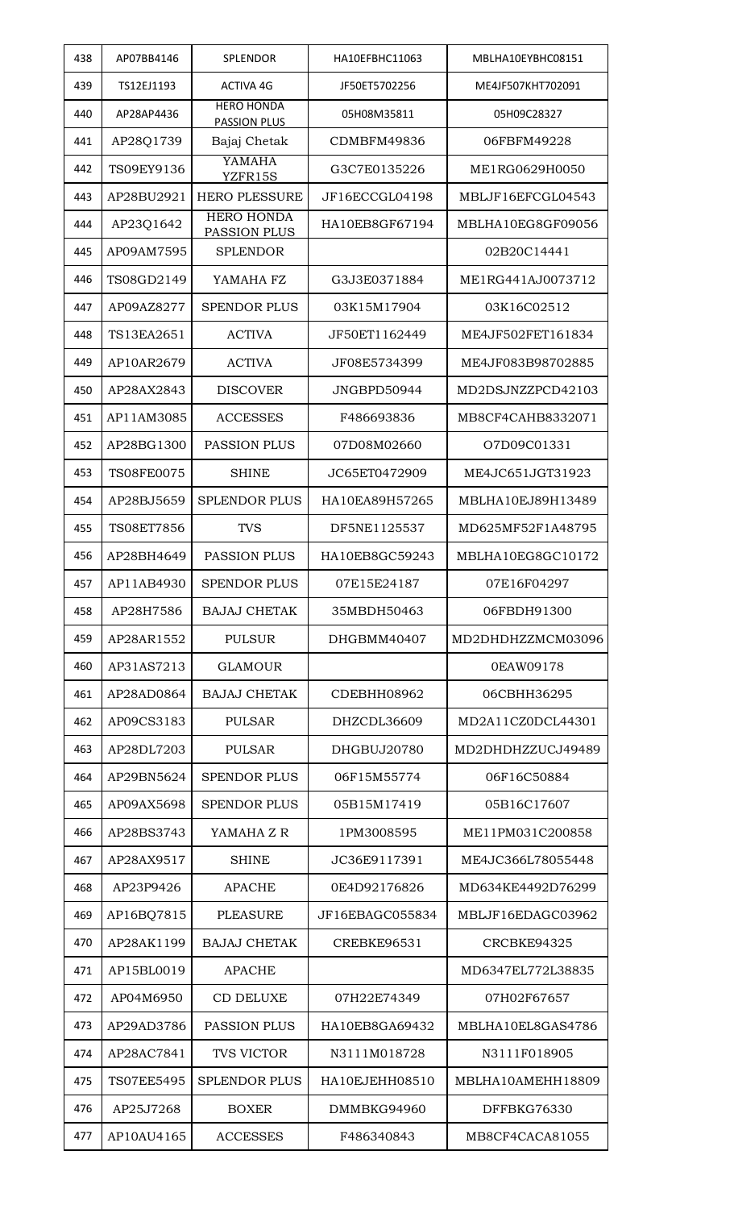| 438 | AP07BB4146 | SPLENDOR | HA10EFBHC11063 | MBLHA10EYBHC08151 |
|---|---|---|---|---|
| 439 | TS12EJ1193 | ACTIVA 4G | JF50ET5702256 | ME4JF507KHT702091 |
| 440 | AP28AP4436 | HERO HONDA PASSION PLUS | 05H08M35811 | 05H09C28327 |
| 441 | AP28Q1739 | Bajaj Chetak | CDMBFM49836 | 06FBFM49228 |
| 442 | TS09EY9136 | YAMAHA YZFR15S | G3C7E0135226 | ME1RG0629H0050 |
| 443 | AP28BU2921 | HERO PLESSURE | JF16ECCGL04198 | MBLJF16EFCGL04543 |
| 444 | AP23Q1642 | HERO HONDA PASSION PLUS | HA10EB8GF67194 | MBLHA10EG8GF09056 |
| 445 | AP09AM7595 | SPLENDOR | | 02B20C14441 |
| 446 | TS08GD2149 | YAMAHA FZ | G3J3E0371884 | ME1RG441AJ0073712 |
| 447 | AP09AZ8277 | SPENDOR PLUS | 03K15M17904 | 03K16C02512 |
| 448 | TS13EA2651 | ACTIVA | JF50ET1162449 | ME4JF502FET161834 |
| 449 | AP10AR2679 | ACTIVA | JF08E5734399 | ME4JF083B98702885 |
| 450 | AP28AX2843 | DISCOVER | JNGBPD50944 | MD2DSJNZZPCD42103 |
| 451 | AP11AM3085 | ACCESSES | F486693836 | MB8CF4CAHB8332071 |
| 452 | AP28BG1300 | PASSION PLUS | 07D08M02660 | O7D09C01331 |
| 453 | TS08FE0075 | SHINE | JC65ET0472909 | ME4JC651JGT31923 |
| 454 | AP28BJ5659 | SPLENDOR PLUS | HA10EA89H57265 | MBLHA10EJ89H13489 |
| 455 | TS08ET7856 | TVS | DF5NE1125537 | MD625MF52F1A48795 |
| 456 | AP28BH4649 | PASSION PLUS | HA10EB8GC59243 | MBLHA10EG8GC10172 |
| 457 | AP11AB4930 | SPENDOR PLUS | 07E15E24187 | 07E16F04297 |
| 458 | AP28H7586 | BAJAJ CHETAK | 35MBDH50463 | 06FBDH91300 |
| 459 | AP28AR1552 | PULSUR | DHGBMM40407 | MD2DHDHZZMCM03096 |
| 460 | AP31AS7213 | GLAMOUR | | 0EAW09178 |
| 461 | AP28AD0864 | BAJAJ CHETAK | CDEBHH08962 | 06CBHH36295 |
| 462 | AP09CS3183 | PULSAR | DHZCDL36609 | MD2A11CZ0DCL44301 |
| 463 | AP28DL7203 | PULSAR | DHGBUJ20780 | MD2DHDHZZUCJ49489 |
| 464 | AP29BN5624 | SPENDOR PLUS | 06F15M55774 | 06F16C50884 |
| 465 | AP09AX5698 | SPENDOR PLUS | 05B15M17419 | 05B16C17607 |
| 466 | AP28BS3743 | YAMAHA Z R | 1PM3008595 | ME11PM031C200858 |
| 467 | AP28AX9517 | SHINE | JC36E9117391 | ME4JC366L78055448 |
| 468 | AP23P9426 | APACHE | 0E4D92176826 | MD634KE4492D76299 |
| 469 | AP16BQ7815 | PLEASURE | JF16EBAGC055834 | MBLJF16EDAGC03962 |
| 470 | AP28AK1199 | BAJAJ CHETAK | CREBKE96531 | CRCBKE94325 |
| 471 | AP15BL0019 | APACHE | | MD6347EL772L38835 |
| 472 | AP04M6950 | CD DELUXE | 07H22E74349 | 07H02F67657 |
| 473 | AP29AD3786 | PASSION PLUS | HA10EB8GA69432 | MBLHA10EL8GAS4786 |
| 474 | AP28AC7841 | TVS VICTOR | N3111M018728 | N3111F018905 |
| 475 | TS07EE5495 | SPLENDOR PLUS | HA10EJEHH08510 | MBLHA10AMEHH18809 |
| 476 | AP25J7268 | BOXER | DMMBKG94960 | DFFBKG76330 |
| 477 | AP10AU4165 | ACCESSES | F486340843 | MB8CF4CACA81055 |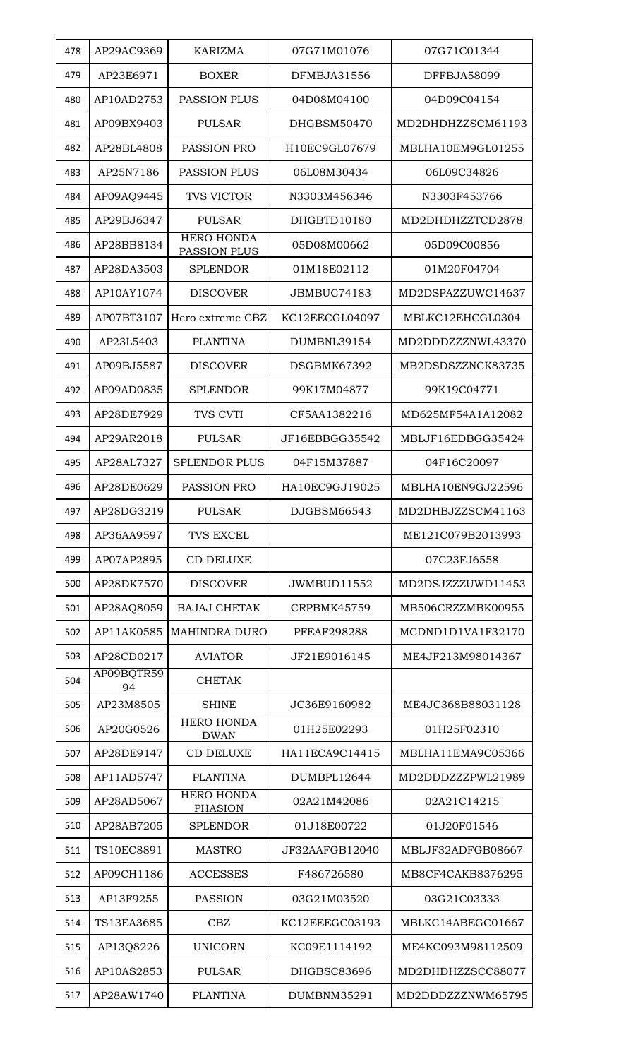| 478 | AP29AC9369 | KARIZMA | 07G71M01076 | 07G71C01344 |
|---|---|---|---|---|
| 479 | AP23E6971 | BOXER | DFMBJA31556 | DFFBJA58099 |
| 480 | AP10AD2753 | PASSION PLUS | 04D08M04100 | 04D09C04154 |
| 481 | AP09BX9403 | PULSAR | DHGBSM50470 | MD2DHDHZZSCM61193 |
| 482 | AP28BL4808 | PASSION PRO | H10EC9GL07679 | MBLHA10EM9GL01255 |
| 483 | AP25N7186 | PASSION PLUS | 06L08M30434 | 06L09C34826 |
| 484 | AP09AQ9445 | TVS VICTOR | N3303M456346 | N3303F453766 |
| 485 | AP29BJ6347 | PULSAR | DHGBTD10180 | MD2DHDHZZTCD2878 |
| 486 | AP28BB8134 | HERO HONDA PASSION PLUS | 05D08M00662 | 05D09C00856 |
| 487 | AP28DA3503 | SPLENDOR | 01M18E02112 | 01M20F04704 |
| 488 | AP10AY1074 | DISCOVER | JBMBUC74183 | MD2DSPAZZUWC14637 |
| 489 | AP07BT3107 | Hero extreme CBZ | KC12EECGL04097 | MBLKC12EHCGL0304 |
| 490 | AP23L5403 | PLANTINA | DUMBNL39154 | MD2DDDZZZNWL43370 |
| 491 | AP09BJ5587 | DISCOVER | DSGBMK67392 | MB2DSDSZZNCK83735 |
| 492 | AP09AD0835 | SPLENDOR | 99K17M04877 | 99K19C04771 |
| 493 | AP28DE7929 | TVS CVTI | CF5AA1382216 | MD625MF54A1A12082 |
| 494 | AP29AR2018 | PULSAR | JF16EBBGG35542 | MBLJF16EDBGG35424 |
| 495 | AP28AL7327 | SPLENDOR PLUS | 04F15M37887 | 04F16C20097 |
| 496 | AP28DE0629 | PASSION PRO | HA10EC9GJ19025 | MBLHA10EN9GJ22596 |
| 497 | AP28DG3219 | PULSAR | DJGBSM66543 | MD2DHBJZZSCM41163 |
| 498 | AP36AA9597 | TVS EXCEL | | ME121C079B2013993 |
| 499 | AP07AP2895 | CD DELUXE | | 07C23FJ6558 |
| 500 | AP28DK7570 | DISCOVER | JWMBUD11552 | MD2DSJZZZUWD11453 |
| 501 | AP28AQ8059 | BAJAJ CHETAK | CRPBMK45759 | MB506CRZZMBK00955 |
| 502 | AP11AK0585 | MAHINDRA DURO | PFEAF298288 | MCDND1D1VA1F32170 |
| 503 | AP28CD0217 | AVIATOR | JF21E9016145 | ME4JF213M98014367 |
| 504 | AP09BQTR5994 | CHETAK | | |
| 505 | AP23M8505 | SHINE | JC36E9160982 | ME4JC368B88031128 |
| 506 | AP20G0526 | HERO HONDA DWAN | 01H25E02293 | 01H25F02310 |
| 507 | AP28DE9147 | CD DELUXE | HA11ECA9C14415 | MBLHA11EMA9C05366 |
| 508 | AP11AD5747 | PLANTINA | DUMBPL12644 | MD2DDDZZZPWL21989 |
| 509 | AP28AD5067 | HERO HONDA PHASION | 02A21M42086 | 02A21C14215 |
| 510 | AP28AB7205 | SPLENDOR | 01J18E00722 | 01J20F01546 |
| 511 | TS10EC8891 | MASTRO | JF32AAFGB12040 | MBLJF32ADFGB08667 |
| 512 | AP09CH1186 | ACCESSES | F486726580 | MB8CF4CAKB8376295 |
| 513 | AP13F9255 | PASSION | 03G21M03520 | 03G21C03333 |
| 514 | TS13EA3685 | CBZ | KC12EEEGC03193 | MBLKC14ABEGC01667 |
| 515 | AP13Q8226 | UNICORN | KC09E1114192 | ME4KC093M98112509 |
| 516 | AP10AS2853 | PULSAR | DHGBSC83696 | MD2DHDHZZSCC88077 |
| 517 | AP28AW1740 | PLANTINA | DUMBNM35291 | MD2DDDZZZNWM65795 |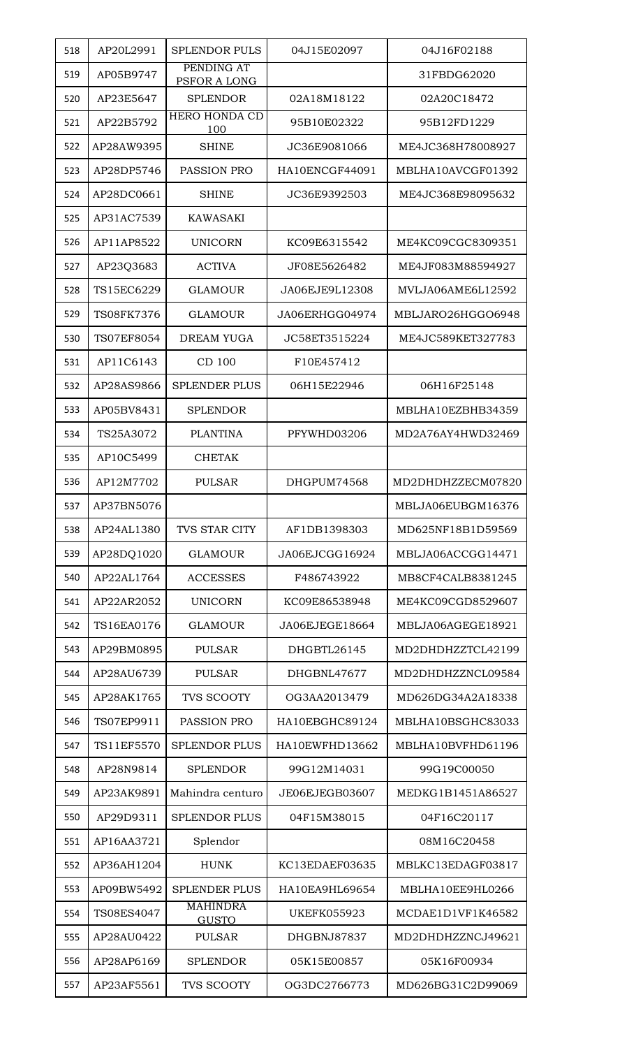| 518 | AP20L2991 | SPLENDOR PULS | 04J15E02097 | 04J16F02188 |
|---|---|---|---|---|
| 519 | AP05B9747 | PENDING AT PSFOR A LONG | | 31FBDG62020 |
| 520 | AP23E5647 | SPLENDOR | 02A18M18122 | 02A20C18472 |
| 521 | AP22B5792 | HERO HONDA CD 100 | 95B10E02322 | 95B12FD1229 |
| 522 | AP28AW9395 | SHINE | JC36E9081066 | ME4JC368H78008927 |
| 523 | AP28DP5746 | PASSION PRO | HA10ENCGF44091 | MBLHA10AVCGF01392 |
| 524 | AP28DC0661 | SHINE | JC36E9392503 | ME4JC368E98095632 |
| 525 | AP31AC7539 | KAWASAKI | | |
| 526 | AP11AP8522 | UNICORN | KC09E6315542 | ME4KC09CGC8309351 |
| 527 | AP23Q3683 | ACTIVA | JF08E5626482 | ME4JF083M88594927 |
| 528 | TS15EC6229 | GLAMOUR | JA06EJE9L12308 | MVLJA06AME6L12592 |
| 529 | TS08FK7376 | GLAMOUR | JA06ERHGG04974 | MBLJARO26HGGO6948 |
| 530 | TS07EF8054 | DREAM YUGA | JC58ET3515224 | ME4JC589KET327783 |
| 531 | AP11C6143 | CD 100 | F10E457412 | |
| 532 | AP28AS9866 | SPLENDER PLUS | 06H15E22946 | 06H16F25148 |
| 533 | AP05BV8431 | SPLENDOR | | MBLHA10EZBHB34359 |
| 534 | TS25A3072 | PLANTINA | PFYWHD03206 | MD2A76AY4HWD32469 |
| 535 | AP10C5499 | CHETAK | | |
| 536 | AP12M7702 | PULSAR | DHGPUM74568 | MD2DHDHZZECM07820 |
| 537 | AP37BN5076 | | | MBLJA06EUBGM16376 |
| 538 | AP24AL1380 | TVS STAR CITY | AF1DB1398303 | MD625NF18B1D59569 |
| 539 | AP28DQ1020 | GLAMOUR | JA06EJCGG16924 | MBLJA06ACCGG14471 |
| 540 | AP22AL1764 | ACCESSES | F486743922 | MB8CF4CALB8381245 |
| 541 | AP22AR2052 | UNICORN | KC09E86538948 | ME4KC09CGD8529607 |
| 542 | TS16EA0176 | GLAMOUR | JA06EJEGE18664 | MBLJA06AGEGE18921 |
| 543 | AP29BM0895 | PULSAR | DHGBTL26145 | MD2DHDHZZTCL42199 |
| 544 | AP28AU6739 | PULSAR | DHGBNL47677 | MD2DHDHZZNCL09584 |
| 545 | AP28AK1765 | TVS SCOOTY | OG3AA2013479 | MD626DG34A2A18338 |
| 546 | TS07EP9911 | PASSION PRO | HA10EBGHC89124 | MBLHA10BSGHC83033 |
| 547 | TS11EF5570 | SPLENDOR PLUS | HA10EWFHD13662 | MBLHA10BVFHD61196 |
| 548 | AP28N9814 | SPLENDOR | 99G12M14031 | 99G19C00050 |
| 549 | AP23AK9891 | Mahindra centuro | JE06EJEGB03607 | MEDKG1B1451A86527 |
| 550 | AP29D9311 | SPLENDOR PLUS | 04F15M38015 | 04F16C20117 |
| 551 | AP16AA3721 | Splendor | | 08M16C20458 |
| 552 | AP36AH1204 | HUNK | KC13EDAEF03635 | MBLKC13EDAGF03817 |
| 553 | AP09BW5492 | SPLENDER PLUS | HA10EA9HL69654 | MBLHA10EE9HL0266 |
| 554 | TS08ES4047 | MAHINDRA GUSTO | UKEFK055923 | MCDAE1D1VF1K46582 |
| 555 | AP28AU0422 | PULSAR | DHGBNJ87837 | MD2DHDHZZNCJ49621 |
| 556 | AP28AP6169 | SPLENDOR | 05K15E00857 | 05K16F00934 |
| 557 | AP23AF5561 | TVS SCOOTY | OG3DC2766773 | MD626BG31C2D99069 |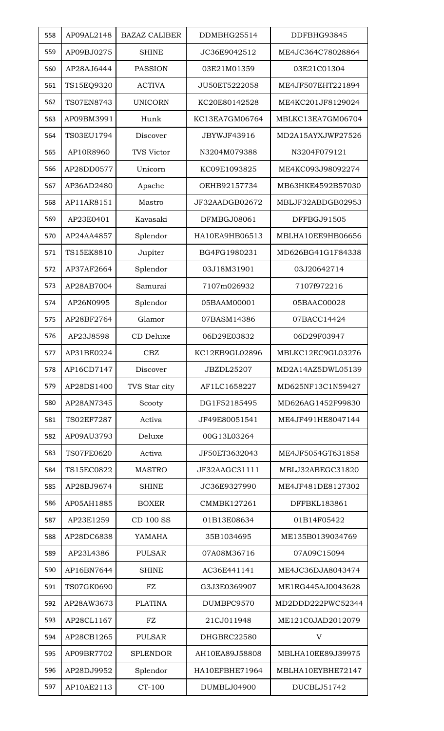| 558 | AP09AL2148 | BAZAZ CALIBER | DDMBHG25514 | DDFBHG93845 |
|---|---|---|---|---|
| 559 | AP09BJ0275 | SHINE | JC36E9042512 | ME4JC364C78028864 |
| 560 | AP28AJ6444 | PASSION | 03E21M01359 | 03E21C01304 |
| 561 | TS15EQ9320 | ACTIVA | JU50ET5222058 | ME4JF507EHT221894 |
| 562 | TS07EN8743 | UNICORN | KC20E80142528 | ME4KC201JF8129024 |
| 563 | AP09BM3991 | Hunk | KC13EA7GM06764 | MBLKC13EA7GM06704 |
| 564 | TS03EU1794 | Discover | JBYWJF43916 | MD2A15AYXJWF27526 |
| 565 | AP10R8960 | TVS Victor | N3204M079388 | N3204F079121 |
| 566 | AP28DD0577 | Unicorn | KC09E1093825 | ME4KC093J98092274 |
| 567 | AP36AD2480 | Apache | OEHB92157734 | MB63HKE4592B57030 |
| 568 | AP11AR8151 | Mastro | JF32AADGB02672 | MBLJF32ABDGB02953 |
| 569 | AP23E0401 | Kavasaki | DFMBGJ08061 | DFFBGJ91505 |
| 570 | AP24AA4857 | Splendor | HA10EA9HB06513 | MBLHA10EE9HB06656 |
| 571 | TS15EK8810 | Jupiter | BG4FG1980231 | MD626BG41G1F84338 |
| 572 | AP37AF2664 | Splendor | 03J18M31901 | 03J20642714 |
| 573 | AP28AB7004 | Samurai | 7107m026932 | 7107f972216 |
| 574 | AP26N0995 | Splendor | 05BAAM00001 | 05BAAC00028 |
| 575 | AP28BF2764 | Glamor | 07BASM14386 | 07BACC14424 |
| 576 | AP23J8598 | CD Deluxe | 06D29E03832 | 06D29F03947 |
| 577 | AP31BE0224 | CBZ | KC12EB9GL02896 | MBLKC12EC9GL03276 |
| 578 | AP16CD7147 | Discover | JBZDL25207 | MD2A14AZ5DWL05139 |
| 579 | AP28DS1400 | TVS Star city | AF1LC1658227 | MD625NF13C1N59427 |
| 580 | AP28AN7345 | Scooty | DG1F52185495 | MD626AG1452F99830 |
| 581 | TS02EF7287 | Activa | JF49E80051541 | ME4JF491HE8047144 |
| 582 | AP09AU3793 | Deluxe | 00G13L03264 | |
| 583 | TS07FE0620 | Activa | JF50ET3632043 | ME4JF5054GT631858 |
| 584 | TS15EC0822 | MASTRO | JF32AAGC31111 | MBLJ32ABEGC31820 |
| 585 | AP28BJ9674 | SHINE | JC36E9327990 | ME4JF481DE8127302 |
| 586 | AP05AH1885 | BOXER | CMMBK127261 | DFFBKL183861 |
| 587 | AP23E1259 | CD 100 SS | 01B13E08634 | 01B14F05422 |
| 588 | AP28DC6838 | YAMAHA | 35B1034695 | ME135B0139034769 |
| 589 | AP23L4386 | PULSAR | 07A08M36716 | 07A09C15094 |
| 590 | AP16BN7644 | SHINE | AC36E441141 | ME4JC36DJA8043474 |
| 591 | TS07GK0690 | FZ | G3J3E0369907 | ME1RG445AJ0043628 |
| 592 | AP28AW3673 | PLATINA | DUMBPC9570 | MD2DDD222PWC52344 |
| 593 | AP28CL1167 | FZ | 21CJ011948 | ME121C0JAD2012079 |
| 594 | AP28CB1265 | PULSAR | DHGBRC22580 | V |
| 595 | AP09BR7702 | SPLENDOR | AH10EA89J58808 | MBLHA10EE89J39975 |
| 596 | AP28DJ9952 | Splendor | HA10EFBHE71964 | MBLHA10EYBHE72147 |
| 597 | AP10AE2113 | CT-100 | DUMBLJ04900 | DUCBLJ51742 |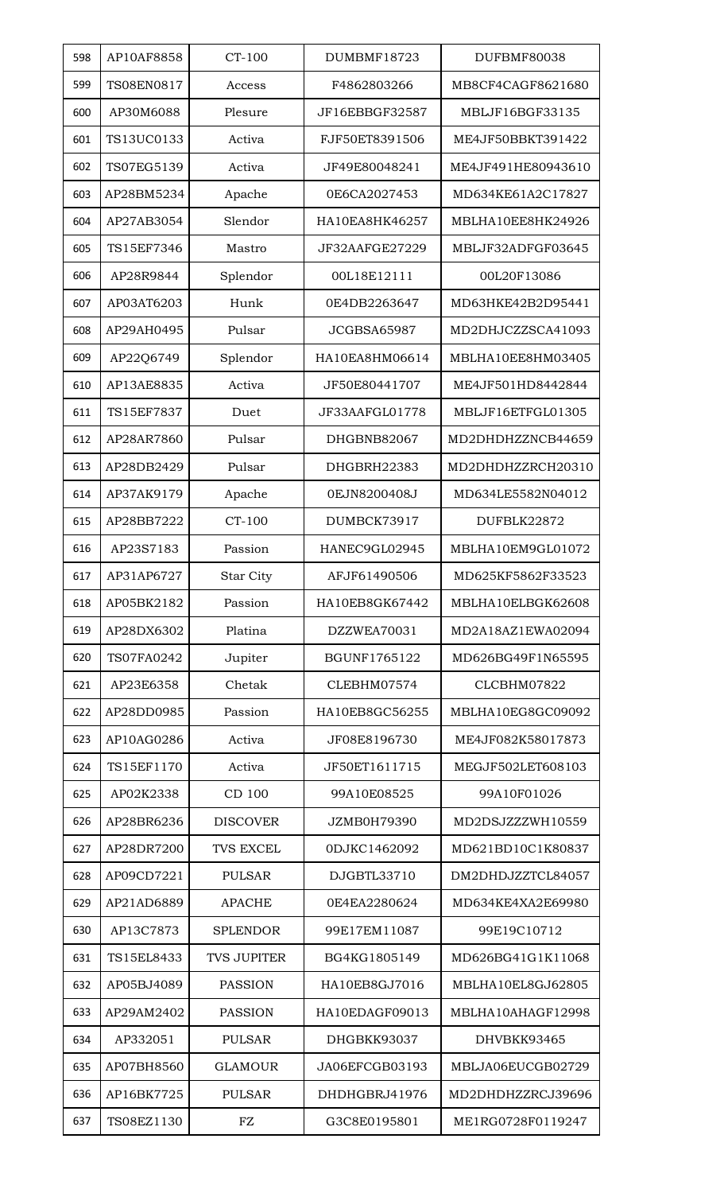| 598 | AP10AF8858 | CT-100 | DUMBMF18723 | DUFBMF80038 |
|---|---|---|---|---|
| 599 | TS08EN0817 | Access | F4862803266 | MB8CF4CAGF8621680 |
| 600 | AP30M6088 | Plesure | JF16EBBGF32587 | MBLJF16BGF33135 |
| 601 | TS13UC0133 | Activa | FJF50ET8391506 | ME4JF50BBKT391422 |
| 602 | TS07EG5139 | Activa | JF49E80048241 | ME4JF491HE80943610 |
| 603 | AP28BM5234 | Apache | 0E6CA2027453 | MD634KE61A2C17827 |
| 604 | AP27AB3054 | Slendor | HA10EA8HK46257 | MBLHA10EE8HK24926 |
| 605 | TS15EF7346 | Mastro | JF32AAFGE27229 | MBLJF32ADFGF03645 |
| 606 | AP28R9844 | Splendor | 00L18E12111 | 00L20F13086 |
| 607 | AP03AT6203 | Hunk | 0E4DB2263647 | MD63HKE42B2D95441 |
| 608 | AP29AH0495 | Pulsar | JCGBSA65987 | MD2DHJCZZSCA41093 |
| 609 | AP22Q6749 | Splendor | HA10EA8HM06614 | MBLHA10EE8HM03405 |
| 610 | AP13AE8835 | Activa | JF50E80441707 | ME4JF501HD8442844 |
| 611 | TS15EF7837 | Duet | JF33AAFGL01778 | MBLJF16ETFGL01305 |
| 612 | AP28AR7860 | Pulsar | DHGBNB82067 | MD2DHDHZZNCB44659 |
| 613 | AP28DB2429 | Pulsar | DHGBRH22383 | MD2DHDHZZRCH20310 |
| 614 | AP37AK9179 | Apache | 0EJN8200408J | MD634LE5582N04012 |
| 615 | AP28BB7222 | CT-100 | DUMBCK73917 | DUFBLK22872 |
| 616 | AP23S7183 | Passion | HANEC9GL02945 | MBLHA10EM9GL01072 |
| 617 | AP31AP6727 | Star City | AFJF61490506 | MD625KF5862F33523 |
| 618 | AP05BK2182 | Passion | HA10EB8GK67442 | MBLHA10ELBGK62608 |
| 619 | AP28DX6302 | Platina | DZZWEA70031 | MD2A18AZ1EWA02094 |
| 620 | TS07FA0242 | Jupiter | BGUNF1765122 | MD626BG49F1N65595 |
| 621 | AP23E6358 | Chetak | CLEBHM07574 | CLCBHM07822 |
| 622 | AP28DD0985 | Passion | HA10EB8GC56255 | MBLHA10EG8GC09092 |
| 623 | AP10AG0286 | Activa | JF08E8196730 | ME4JF082K58017873 |
| 624 | TS15EF1170 | Activa | JF50ET1611715 | MEGJF502LET608103 |
| 625 | AP02K2338 | CD 100 | 99A10E08525 | 99A10F01026 |
| 626 | AP28BR6236 | DISCOVER | JZMB0H79390 | MD2DSJZZZWH10559 |
| 627 | AP28DR7200 | TVS EXCEL | 0DJKC1462092 | MD621BD10C1K80837 |
| 628 | AP09CD7221 | PULSAR | DJGBTL33710 | DM2DHDJZZTCL84057 |
| 629 | AP21AD6889 | APACHE | 0E4EA2280624 | MD634KE4XA2E69980 |
| 630 | AP13C7873 | SPLENDOR | 99E17EM11087 | 99E19C10712 |
| 631 | TS15EL8433 | TVS JUPITER | BG4KG1805149 | MD626BG41G1K11068 |
| 632 | AP05BJ4089 | PASSION | HA10EB8GJ7016 | MBLHA10EL8GJ62805 |
| 633 | AP29AM2402 | PASSION | HA10EDAGF09013 | MBLHA10AHAGF12998 |
| 634 | AP332051 | PULSAR | DHGBKK93037 | DHVBKK93465 |
| 635 | AP07BH8560 | GLAMOUR | JA06EFCGB03193 | MBLJA06EUCGB02729 |
| 636 | AP16BK7725 | PULSAR | DHDHGBRJ41976 | MD2DHDHZZRCJ39696 |
| 637 | TS08EZ1130 | FZ | G3C8E0195801 | ME1RG0728F0119247 |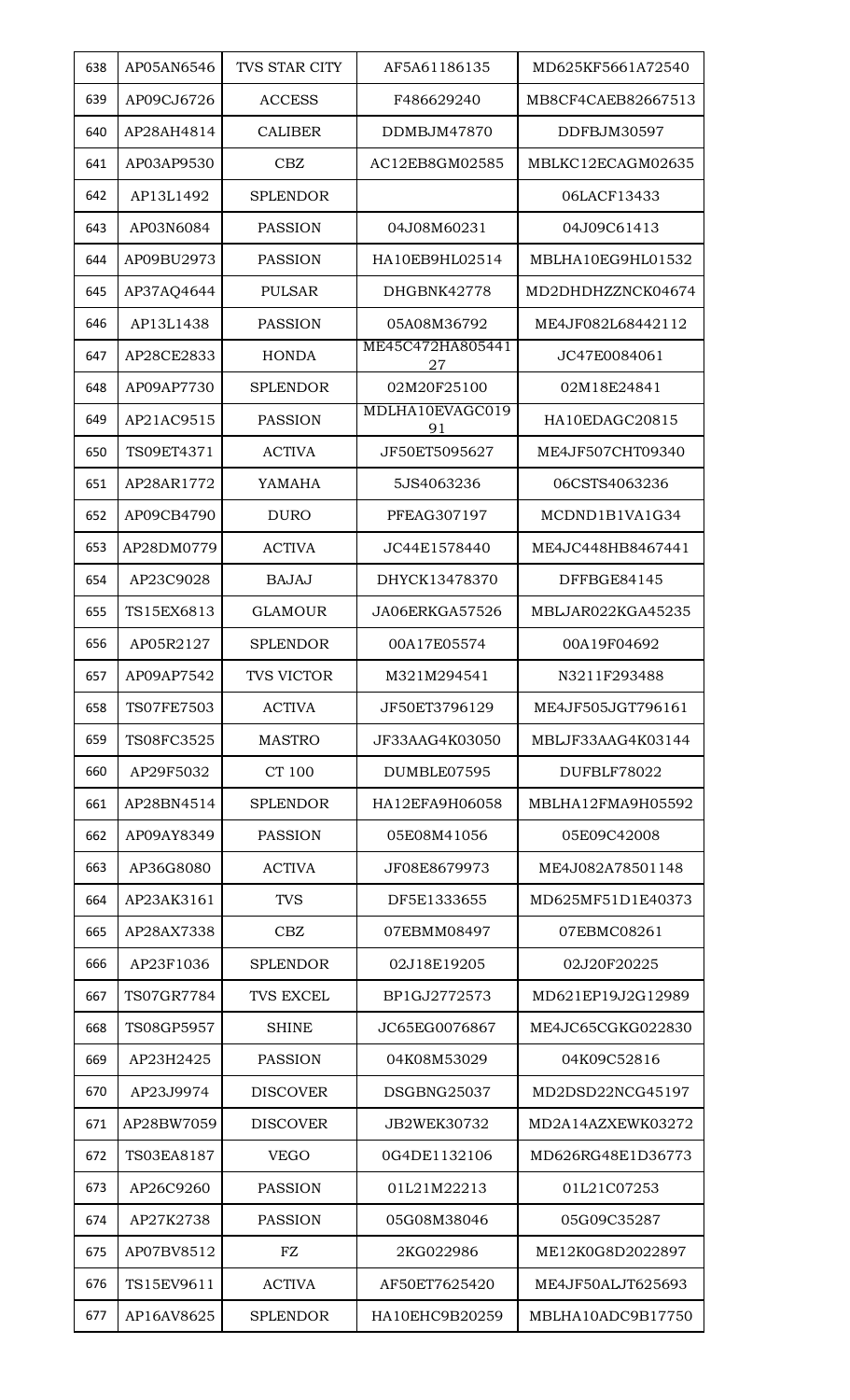| 638 | AP05AN6546 | TVS STAR CITY | AF5A61186135 | MD625KF5661A72540 |
|---|---|---|---|---|
| 639 | AP09CJ6726 | ACCESS | F486629240 | MB8CF4CAEB82667513 |
| 640 | AP28AH4814 | CALIBER | DDMBJM47870 | DDFBJM30597 |
| 641 | AP03AP9530 | CBZ | AC12EB8GM02585 | MBLKC12ECAGM02635 |
| 642 | AP13L1492 | SPLENDOR | | 06LACF13433 |
| 643 | AP03N6084 | PASSION | 04J08M60231 | 04J09C61413 |
| 644 | AP09BU2973 | PASSION | HA10EB9HL02514 | MBLHA10EG9HL01532 |
| 645 | AP37AQ4644 | PULSAR | DHGBNK42778 | MD2DHDHZZNCK04674 |
| 646 | AP13L1438 | PASSION | 05A08M36792 | ME4JF082L68442112 |
| 647 | AP28CE2833 | HONDA | ME45C472HA80544127 | JC47E0084061 |
| 648 | AP09AP7730 | SPLENDOR | 02M20F25100 | 02M18E24841 |
| 649 | AP21AC9515 | PASSION | MDLHA10EVAGC01991 | HA10EDAGC20815 |
| 650 | TS09ET4371 | ACTIVA | JF50ET5095627 | ME4JF507CHT09340 |
| 651 | AP28AR1772 | YAMAHA | 5JS4063236 | 06CSTS4063236 |
| 652 | AP09CB4790 | DURO | PFEAG307197 | MCDND1B1VA1G34 |
| 653 | AP28DM0779 | ACTIVA | JC44E1578440 | ME4JC448HB8467441 |
| 654 | AP23C9028 | BAJAJ | DHYCK13478370 | DFFBGE84145 |
| 655 | TS15EX6813 | GLAMOUR | JA06ERKGA57526 | MBLJAR022KGA45235 |
| 656 | AP05R2127 | SPLENDOR | 00A17E05574 | 00A19F04692 |
| 657 | AP09AP7542 | TVS VICTOR | M321M294541 | N3211F293488 |
| 658 | TS07FE7503 | ACTIVA | JF50ET3796129 | ME4JF505JGT796161 |
| 659 | TS08FC3525 | MASTRO | JF33AAG4K03050 | MBLJF33AAG4K03144 |
| 660 | AP29F5032 | CT 100 | DUMBLE07595 | DUFBLF78022 |
| 661 | AP28BN4514 | SPLENDOR | HA12EFA9H06058 | MBLHA12FMA9H05592 |
| 662 | AP09AY8349 | PASSION | 05E08M41056 | 05E09C42008 |
| 663 | AP36G8080 | ACTIVA | JF08E8679973 | ME4J082A78501148 |
| 664 | AP23AK3161 | TVS | DF5E1333655 | MD625MF51D1E40373 |
| 665 | AP28AX7338 | CBZ | 07EBMM08497 | 07EBMC08261 |
| 666 | AP23F1036 | SPLENDOR | 02J18E19205 | 02J20F20225 |
| 667 | TS07GR7784 | TVS EXCEL | BP1GJ2772573 | MD621EP19J2G12989 |
| 668 | TS08GP5957 | SHINE | JC65EG0076867 | ME4JC65CGKG022830 |
| 669 | AP23H2425 | PASSION | 04K08M53029 | 04K09C52816 |
| 670 | AP23J9974 | DISCOVER | DSGBNG25037 | MD2DSD22NCG45197 |
| 671 | AP28BW7059 | DISCOVER | JB2WEK30732 | MD2A14AZXEWK03272 |
| 672 | TS03EA8187 | VEGO | 0G4DE1132106 | MD626RG48E1D36773 |
| 673 | AP26C9260 | PASSION | 01L21M22213 | 01L21C07253 |
| 674 | AP27K2738 | PASSION | 05G08M38046 | 05G09C35287 |
| 675 | AP07BV8512 | FZ | 2KG022986 | ME12K0G8D2022897 |
| 676 | TS15EV9611 | ACTIVA | AF50ET7625420 | ME4JF50ALJT625693 |
| 677 | AP16AV8625 | SPLENDOR | HA10EHC9B20259 | MBLHA10ADC9B17750 |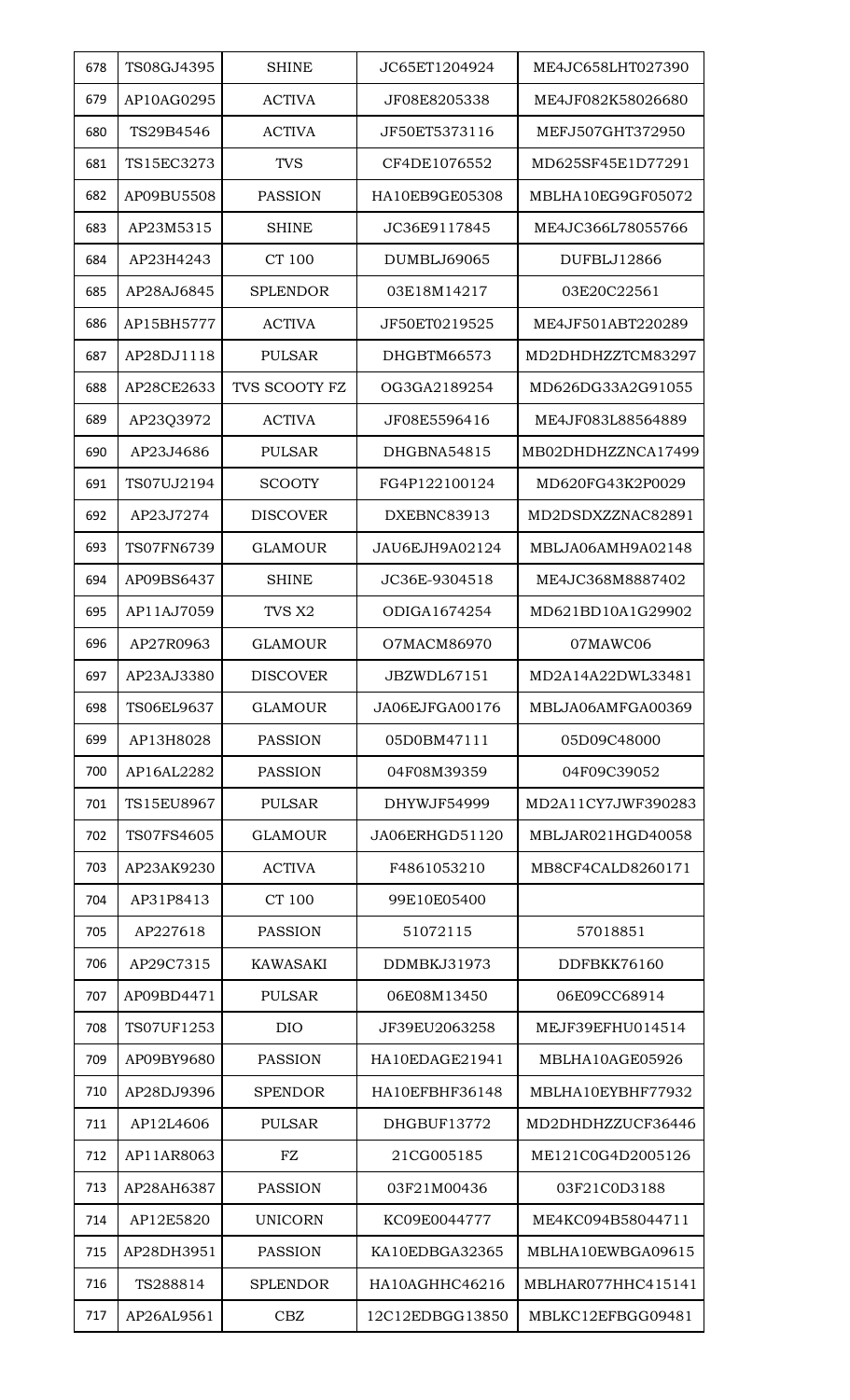| 678 | TS08GJ4395 | SHINE | JC65ET1204924 | ME4JC658LHT027390 |
|---|---|---|---|---|
| 679 | AP10AG0295 | ACTIVA | JF08E8205338 | ME4JF082K58026680 |
| 680 | TS29B4546 | ACTIVA | JF50ET5373116 | MEFJ507GHT372950 |
| 681 | TS15EC3273 | TVS | CF4DE1076552 | MD625SF45E1D77291 |
| 682 | AP09BU5508 | PASSION | HA10EB9GE05308 | MBLHA10EG9GF05072 |
| 683 | AP23M5315 | SHINE | JC36E9117845 | ME4JC366L78055766 |
| 684 | AP23H4243 | CT 100 | DUMBLJ69065 | DUFBLJ12866 |
| 685 | AP28AJ6845 | SPLENDOR | 03E18M14217 | 03E20C22561 |
| 686 | AP15BH5777 | ACTIVA | JF50ET0219525 | ME4JF501ABT220289 |
| 687 | AP28DJ1118 | PULSAR | DHGBTM66573 | MD2DHDHZZTCM83297 |
| 688 | AP28CE2633 | TVS SCOOTY FZ | OG3GA2189254 | MD626DG33A2G91055 |
| 689 | AP23Q3972 | ACTIVA | JF08E5596416 | ME4JF083L88564889 |
| 690 | AP23J4686 | PULSAR | DHGBNA54815 | MB02DHDHZZNCA17499 |
| 691 | TS07UJ2194 | SCOOTY | FG4P122100124 | MD620FG43K2P0029 |
| 692 | AP23J7274 | DISCOVER | DXEBNC83913 | MD2DSDXZZNAC82891 |
| 693 | TS07FN6739 | GLAMOUR | JAU6EJH9A02124 | MBLJA06AMH9A02148 |
| 694 | AP09BS6437 | SHINE | JC36E-9304518 | ME4JC368M8887402 |
| 695 | AP11AJ7059 | TVS X2 | ODIGA1674254 | MD621BD10A1G29902 |
| 696 | AP27R0963 | GLAMOUR | O7MACM86970 | 07MAWC06 |
| 697 | AP23AJ3380 | DISCOVER | JBZWDL67151 | MD2A14A22DWL33481 |
| 698 | TS06EL9637 | GLAMOUR | JA06EJFGA00176 | MBLJA06AMFGA00369 |
| 699 | AP13H8028 | PASSION | 05D0BM47111 | 05D09C48000 |
| 700 | AP16AL2282 | PASSION | 04F08M39359 | 04F09C39052 |
| 701 | TS15EU8967 | PULSAR | DHYWJF54999 | MD2A11CY7JWF390283 |
| 702 | TS07FS4605 | GLAMOUR | JA06ERHGD51120 | MBLJAR021HGD40058 |
| 703 | AP23AK9230 | ACTIVA | F4861053210 | MB8CF4CALD8260171 |
| 704 | AP31P8413 | CT 100 | 99E10E05400 | |
| 705 | AP227618 | PASSION | 51072115 | 57018851 |
| 706 | AP29C7315 | KAWASAKI | DDMBKJ31973 | DDFBKK76160 |
| 707 | AP09BD4471 | PULSAR | 06E08M13450 | 06E09CC68914 |
| 708 | TS07UF1253 | DIO | JF39EU2063258 | MEJF39EFHU014514 |
| 709 | AP09BY9680 | PASSION | HA10EDAGE21941 | MBLHA10AGE05926 |
| 710 | AP28DJ9396 | SPENDOR | HA10EFBHF36148 | MBLHA10EYBHF77932 |
| 711 | AP12L4606 | PULSAR | DHGBUF13772 | MD2DHDHZZUCF36446 |
| 712 | AP11AR8063 | FZ | 21CG005185 | ME121C0G4D2005126 |
| 713 | AP28AH6387 | PASSION | 03F21M00436 | 03F21C0D3188 |
| 714 | AP12E5820 | UNICORN | KC09E0044777 | ME4KC094B58044711 |
| 715 | AP28DH3951 | PASSION | KA10EDBGA32365 | MBLHA10EWBGA09615 |
| 716 | TS288814 | SPLENDOR | HA10AGHHC46216 | MBLHAR077HHC415141 |
| 717 | AP26AL9561 | CBZ | 12C12EDBGG13850 | MBLKC12EFBGG09481 |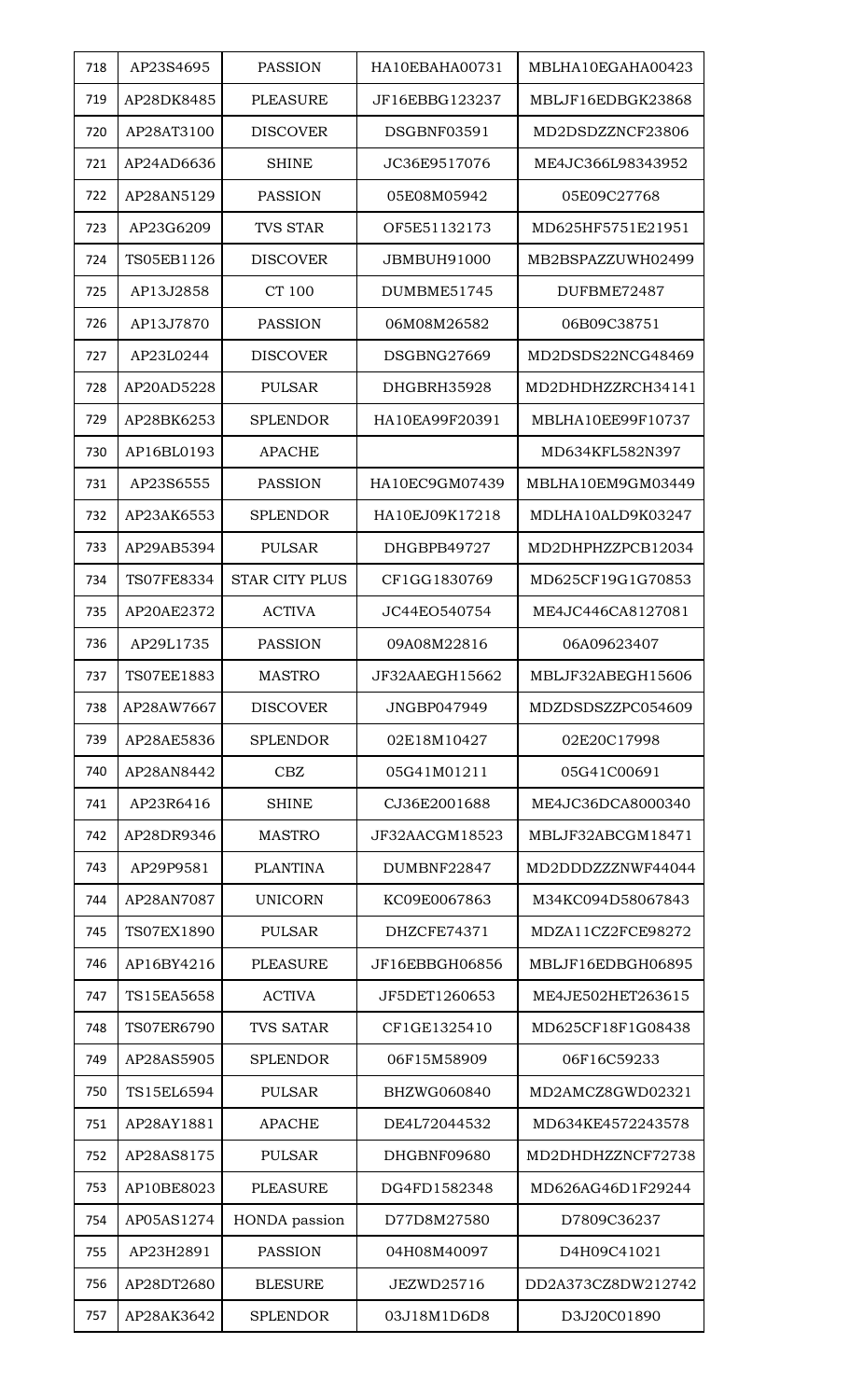| 718 | AP23S4695 | PASSION | HA10EBAHA00731 | MBLHA10EGAHA00423 |
|---|---|---|---|---|
| 719 | AP28DK8485 | PLEASURE | JF16EBBG123237 | MBLJF16EDBGK23868 |
| 720 | AP28AT3100 | DISCOVER | DSGBNF03591 | MD2DSDZZNCF23806 |
| 721 | AP24AD6636 | SHINE | JC36E9517076 | ME4JC366L98343952 |
| 722 | AP28AN5129 | PASSION | 05E08M05942 | 05E09C27768 |
| 723 | AP23G6209 | TVS STAR | OF5E51132173 | MD625HF5751E21951 |
| 724 | TS05EB1126 | DISCOVER | JBMBUH91000 | MB2BSPAZZUWH02499 |
| 725 | AP13J2858 | CT 100 | DUMBME51745 | DUFBME72487 |
| 726 | AP13J7870 | PASSION | 06M08M26582 | 06B09C38751 |
| 727 | AP23L0244 | DISCOVER | DSGBNG27669 | MD2DSDS22NCG48469 |
| 728 | AP20AD5228 | PULSAR | DHGBRH35928 | MD2DHDHZZRCH34141 |
| 729 | AP28BK6253 | SPLENDOR | HA10EA99F20391 | MBLHA10EE99F10737 |
| 730 | AP16BL0193 | APACHE | | MD634KFL582N397 |
| 731 | AP23S6555 | PASSION | HA10EC9GM07439 | MBLHA10EM9GM03449 |
| 732 | AP23AK6553 | SPLENDOR | HA10EJ09K17218 | MDLHA10ALD9K03247 |
| 733 | AP29AB5394 | PULSAR | DHGBPB49727 | MD2DHPHZZPCB12034 |
| 734 | TS07FE8334 | STAR CITY PLUS | CF1GG1830769 | MD625CF19G1G70853 |
| 735 | AP20AE2372 | ACTIVA | JC44EO540754 | ME4JC446CA8127081 |
| 736 | AP29L1735 | PASSION | 09A08M22816 | 06A09623407 |
| 737 | TS07EE1883 | MASTRO | JF32AAEGH15662 | MBLJF32ABEGH15606 |
| 738 | AP28AW7667 | DISCOVER | JNGBP047949 | MDZDSDSZZPC054609 |
| 739 | AP28AE5836 | SPLENDOR | 02E18M10427 | 02E20C17998 |
| 740 | AP28AN8442 | CBZ | 05G41M01211 | 05G41C00691 |
| 741 | AP23R6416 | SHINE | CJ36E2001688 | ME4JC36DCA8000340 |
| 742 | AP28DR9346 | MASTRO | JF32AACGM18523 | MBLJF32ABCGM18471 |
| 743 | AP29P9581 | PLANTINA | DUMBNF22847 | MD2DDDZZZNWF44044 |
| 744 | AP28AN7087 | UNICORN | KC09E0067863 | M34KC094D58067843 |
| 745 | TS07EX1890 | PULSAR | DHZCFE74371 | MDZA11CZ2FCE98272 |
| 746 | AP16BY4216 | PLEASURE | JF16EBBGH06856 | MBLJF16EDBGH06895 |
| 747 | TS15EA5658 | ACTIVA | JF5DET1260653 | ME4JE502HET263615 |
| 748 | TS07ER6790 | TVS SATAR | CF1GE1325410 | MD625CF18F1G08438 |
| 749 | AP28AS5905 | SPLENDOR | 06F15M58909 | 06F16C59233 |
| 750 | TS15EL6594 | PULSAR | BHZWG060840 | MD2AMCZ8GWD02321 |
| 751 | AP28AY1881 | APACHE | DE4L72044532 | MD634KE4572243578 |
| 752 | AP28AS8175 | PULSAR | DHGBNF09680 | MD2DHDHZZNCF72738 |
| 753 | AP10BE8023 | PLEASURE | DG4FD1582348 | MD626AG46D1F29244 |
| 754 | AP05AS1274 | HONDA passion | D77D8M27580 | D7809C36237 |
| 755 | AP23H2891 | PASSION | 04H08M40097 | D4H09C41021 |
| 756 | AP28DT2680 | BLESURE | JEZWD25716 | DD2A373CZ8DW212742 |
| 757 | AP28AK3642 | SPLENDOR | 03J18M1D6D8 | D3J20C01890 |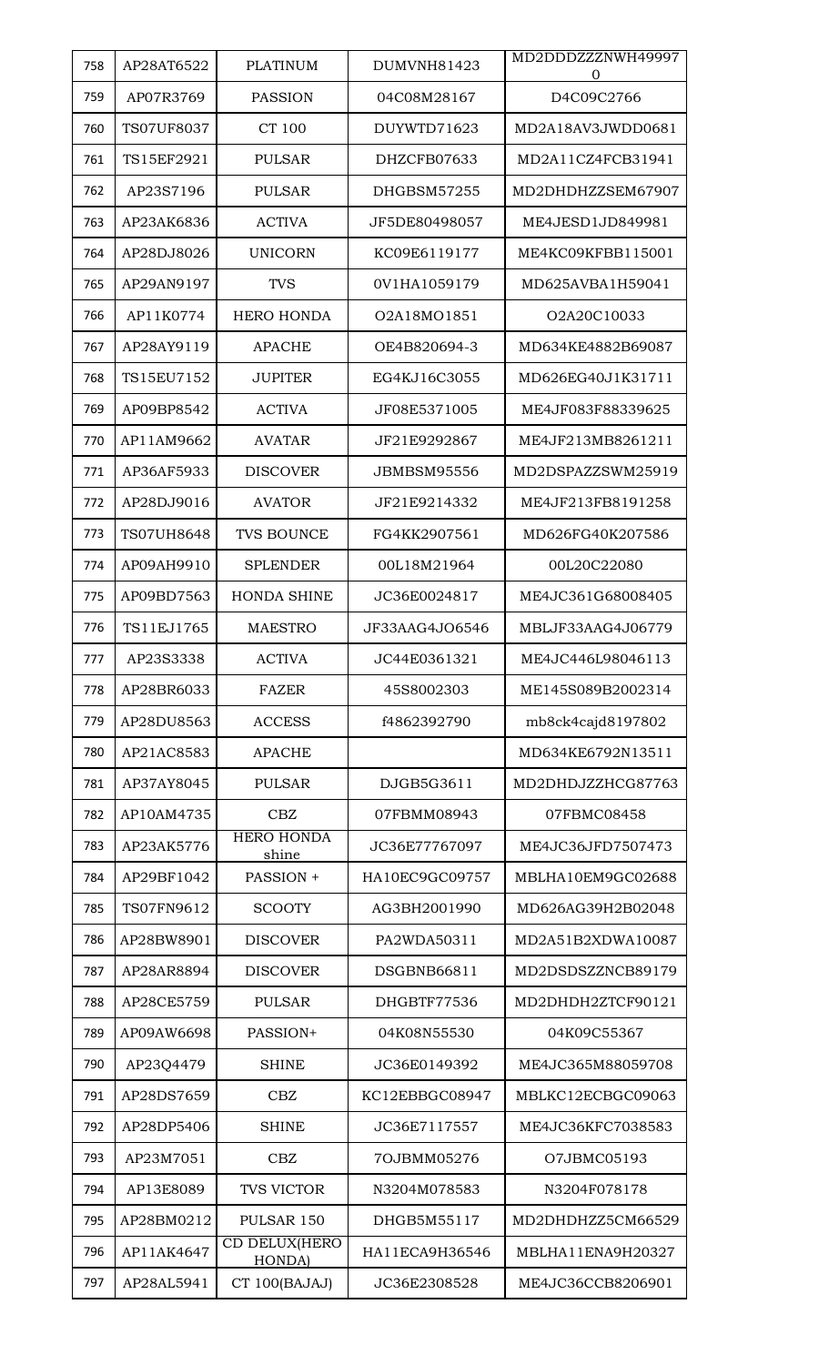| 758 | AP28AT6522 | PLATINUM | DUMVNH81423 | MD2DDDZZZNWH499970 |
|---|---|---|---|---|
| 759 | AP07R3769 | PASSION | 04C08M28167 | D4C09C2766 |
| 760 | TS07UF8037 | CT 100 | DUYWTD71623 | MD2A18AV3JWDD0681 |
| 761 | TS15EF2921 | PULSAR | DHZCFB07633 | MD2A11CZ4FCB31941 |
| 762 | AP23S7196 | PULSAR | DHGBSM57255 | MD2DHDHZZSEM67907 |
| 763 | AP23AK6836 | ACTIVA | JF5DE80498057 | ME4JESD1JD849981 |
| 764 | AP28DJ8026 | UNICORN | KC09E6119177 | ME4KC09KFBB115001 |
| 765 | AP29AN9197 | TVS | 0V1HA1059179 | MD625AVBA1H59041 |
| 766 | AP11K0774 | HERO HONDA | O2A18MO1851 | O2A20C10033 |
| 767 | AP28AY9119 | APACHE | OE4B820694-3 | MD634KE4882B69087 |
| 768 | TS15EU7152 | JUPITER | EG4KJ16C3055 | MD626EG40J1K31711 |
| 769 | AP09BP8542 | ACTIVA | JF08E5371005 | ME4JF083F88339625 |
| 770 | AP11AM9662 | AVATAR | JF21E9292867 | ME4JF213MB8261211 |
| 771 | AP36AF5933 | DISCOVER | JBMBSM95556 | MD2DSPAZZSWM25919 |
| 772 | AP28DJ9016 | AVATOR | JF21E9214332 | ME4JF213FB8191258 |
| 773 | TS07UH8648 | TVS BOUNCE | FG4KK2907561 | MD626FG40K207586 |
| 774 | AP09AH9910 | SPLENDER | 00L18M21964 | 00L20C22080 |
| 775 | AP09BD7563 | HONDA SHINE | JC36E0024817 | ME4JC361G68008405 |
| 776 | TS11EJ1765 | MAESTRO | JF33AAG4JO6546 | MBLJF33AAG4J06779 |
| 777 | AP23S3338 | ACTIVA | JC44E0361321 | ME4JC446L98046113 |
| 778 | AP28BR6033 | FAZER | 45S8002303 | ME145S089B2002314 |
| 779 | AP28DU8563 | ACCESS | f4862392790 | mb8ck4cajd8197802 |
| 780 | AP21AC8583 | APACHE | | MD634KE6792N13511 |
| 781 | AP37AY8045 | PULSAR | DJGB5G3611 | MD2DHDJZZHCG87763 |
| 782 | AP10AM4735 | CBZ | 07FBMM08943 | 07FBMC08458 |
| 783 | AP23AK5776 | HERO HONDA shine | JC36E77767097 | ME4JC36JFD7507473 |
| 784 | AP29BF1042 | PASSION + | HA10EC9GC09757 | MBLHA10EM9GC02688 |
| 785 | TS07FN9612 | SCOOTY | AG3BH2001990 | MD626AG39H2B02048 |
| 786 | AP28BW8901 | DISCOVER | PA2WDA50311 | MD2A51B2XDWA10087 |
| 787 | AP28AR8894 | DISCOVER | DSGBNB66811 | MD2DSDSZZNCB89179 |
| 788 | AP28CE5759 | PULSAR | DHGBTF77536 | MD2DHDH2ZTCF90121 |
| 789 | AP09AW6698 | PASSION+ | 04K08N55530 | 04K09C55367 |
| 790 | AP23Q4479 | SHINE | JC36E0149392 | ME4JC365M88059708 |
| 791 | AP28DS7659 | CBZ | KC12EBBGC08947 | MBLKC12ECBGC09063 |
| 792 | AP28DP5406 | SHINE | JC36E7117557 | ME4JC36KFC7038583 |
| 793 | AP23M7051 | CBZ | 7OJBMM05276 | O7JBMC05193 |
| 794 | AP13E8089 | TVS VICTOR | N3204M078583 | N3204F078178 |
| 795 | AP28BM0212 | PULSAR 150 | DHGB5M55117 | MD2DHDHZZ5CM66529 |
| 796 | AP11AK4647 | CD DELUX(HERO HONDA) | HA11ECA9H36546 | MBLHA11ENA9H20327 |
| 797 | AP28AL5941 | CT 100(BAJAJ) | JC36E2308528 | ME4JC36CCB8206901 |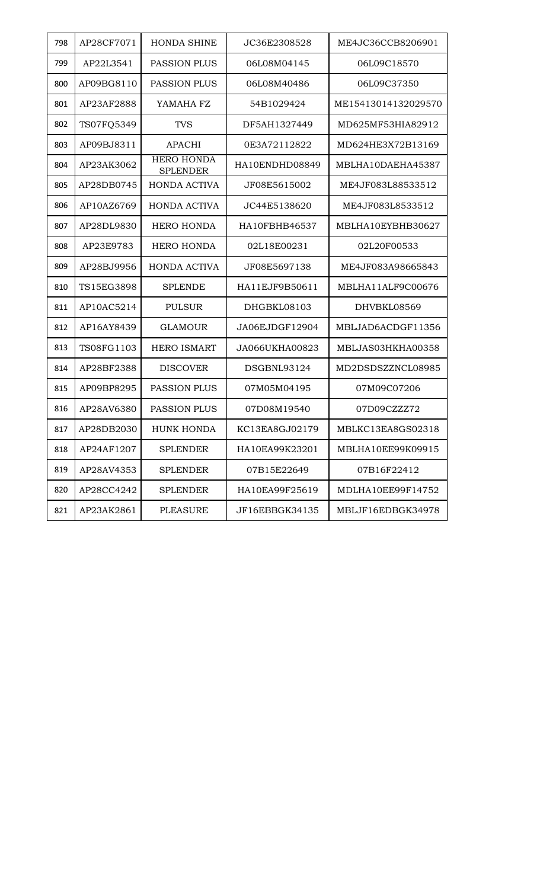| | | | | |
|---|---|---|---|---|
| 798 | AP28CF7071 | HONDA SHINE | JC36E2308528 | ME4JC36CCB8206901 |
| 799 | AP22L3541 | PASSION PLUS | 06L08M04145 | 06L09C18570 |
| 800 | AP09BG8110 | PASSION PLUS | 06L08M40486 | 06L09C37350 |
| 801 | AP23AF2888 | YAMAHA FZ | 54B1029424 | ME15413014132029570 |
| 802 | TS07FQ5349 | TVS | DF5AH1327449 | MD625MF53HIA82912 |
| 803 | AP09BJ8311 | APACHI | 0E3A72112822 | MD624HE3X72B13169 |
| 804 | AP23AK3062 | HERO HONDA SPLENDER | HA10ENDHD08849 | MBLHA10DAEHA45387 |
| 805 | AP28DB0745 | HONDA ACTIVA | JF08E5615002 | ME4JF083L88533512 |
| 806 | AP10AZ6769 | HONDA ACTIVA | JC44E5138620 | ME4JF083L8533512 |
| 807 | AP28DL9830 | HERO HONDA | HA10FBHB46537 | MBLHA10EYBHB30627 |
| 808 | AP23E9783 | HERO HONDA | 02L18E00231 | 02L20F00533 |
| 809 | AP28BJ9956 | HONDA ACTIVA | JF08E5697138 | ME4JF083A98665843 |
| 810 | TS15EG3898 | SPLENDE | HA11EJF9B50611 | MBLHA11ALF9C00676 |
| 811 | AP10AC5214 | PULSUR | DHGBKL08103 | DHVBKL08569 |
| 812 | AP16AY8439 | GLAMOUR | JA06EJDGF12904 | MBLJAD6ACDGF11356 |
| 813 | TS08FG1103 | HERO ISMART | JA066UKHA00823 | MBLJAS03HKHA00358 |
| 814 | AP28BF2388 | DISCOVER | DSGBNL93124 | MD2DSDSZZNCL08985 |
| 815 | AP09BP8295 | PASSION PLUS | 07M05M04195 | 07M09C07206 |
| 816 | AP28AV6380 | PASSION PLUS | 07D08M19540 | 07D09CZZZ72 |
| 817 | AP28DB2030 | HUNK HONDA | KC13EA8GJ02179 | MBLKC13EA8GS02318 |
| 818 | AP24AF1207 | SPLENDER | HA10EA99K23201 | MBLHA10EE99K09915 |
| 819 | AP28AV4353 | SPLENDER | 07B15E22649 | 07B16F22412 |
| 820 | AP28CC4242 | SPLENDER | HA10EA99F25619 | MDLHA10EE99F14752 |
| 821 | AP23AK2861 | PLEASURE | JF16EBBGK34135 | MBLJF16EDBGK34978 |